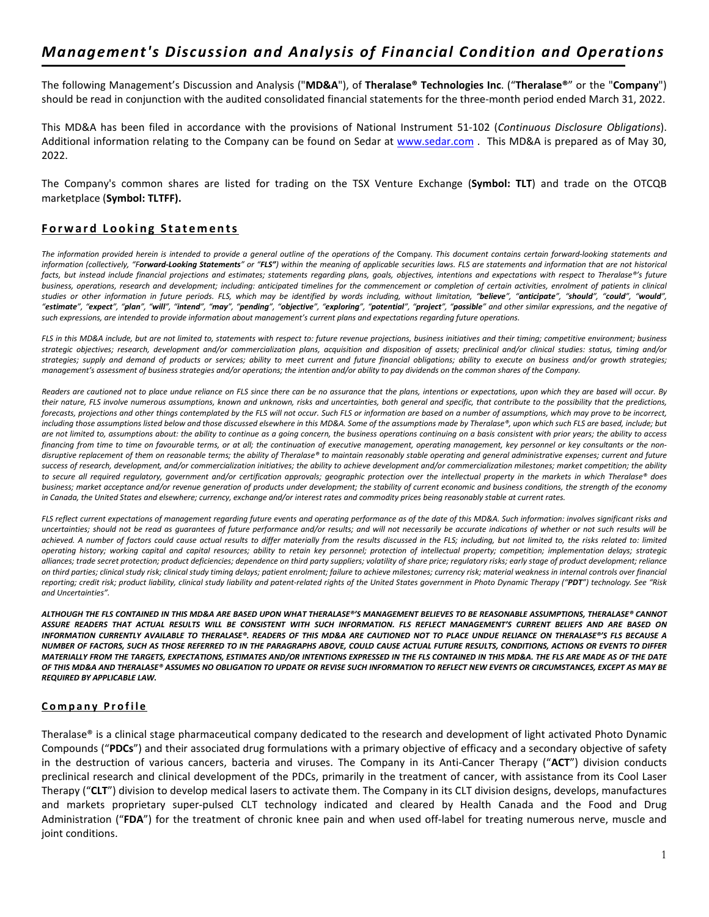# *Management's Discussion and Analysis of Financial Condition and Operations*

The following Management's Discussion and Analysis ("**MD&A**"), of **Theralase® Technologies Inc**. ("**Theralase®**" or the "**Company**") should be read in conjunction with the audited consolidated financial statements for the three-month period ended March 31, 2022.

This MD&A has been filed in accordance with the provisions of National Instrument 51-102 (*Continuous Disclosure Obligations*). Additional information relating to the Company can be found on Sedar at www.sedar.com . This MD&A is prepared as of May 30, 2022.

The Company's common shares are listed for trading on the TSX Venture Exchange (**Symbol: TLT**) and trade on the OTCQB marketplace (**Symbol: TLTFF).**

## Forward Looking Statements

*The information provided herein is intended to provide a general outline of the operations of the* Company. *This document contains certain forward-looking statements and information (collectively, "**Forward-Looking Statements**" or "**FLS**") within the meaning of applicable securities laws. FLS are statements and information that are not historical facts, but instead include financial projections and estimates; statements regarding plans, goals, objectives, intentions and expectations with respect to Theralase®'s future business, operations, research and development; including: anticipated timelines for the commencement or completion of certain activities, enrolment of patients in clinical studies or other information in future periods. FLS, which may be identified by words including, without limitation, "**believe**", "**anticipate**", "**should**", "**could**", "**would**", "**estimate**", "**expect**", "**plan**", "**will**", "**intend**", "**may**", "**pending**", "**objective**", "**exploring**", "**potential**", "**project**", "**possible**" and other similar expressions, and the negative of such expressions, are intended to provide information about management's current plans and expectations regarding future operations.*

*FLS in this MD&A include, but are not limited to, statements with respect to: future revenue projections, business initiatives and their timing; competitive environment; business strategic objectives; research, development and/or commercialization plans, acquisition and disposition of assets; preclinical and/or clinical studies: status, timing and/or strategies; supply and demand of products or services; ability to meet current and future financial obligations; ability to execute on business and/or growth strategies; management's assessment of business strategies and/or operations; the intention and/or ability to pay dividends on the common shares of the Company.*

*Readers are cautioned not to place undue reliance on FLS since there can be no assurance that the plans, intentions or expectations, upon which they are based will occur. By their nature, FLS involve numerous assumptions, known and unknown, risks and uncertainties, both general and specific, that contribute to the possibility that the predictions, forecasts, projections and other things contemplated by the FLS will not occur. Such FLS or information are based on a number of assumptions, which may prove to be incorrect, including those assumptions listed below and those discussed elsewhere in this MD&A. Some of the assumptions made by Theralase®, upon which such FLS are based, include; but are not limited to, assumptions about: the ability to continue as a going concern, the business operations continuing on a basis consistent with prior years; the ability to access financing from time to time on favourable terms, or at all; the continuation of executive management, operating management, key personnel or key consultants or the non-disruptive replacement of them on reasonable terms; the ability of Theralase® to maintain reasonably stable operating and general administrative expenses; current and future success of research, development, and/or commercialization initiatives; the ability to achieve development and/or commercialization milestones; market competition; the ability to secure all required regulatory, government and/or certification approvals; geographic protection over the intellectual property in the markets in which Theralase® does business; market acceptance and/or revenue generation of products under development; the stability of current economic and business conditions, the strength of the economy in Canada, the United States and elsewhere; currency, exchange and/or interest rates and commodity prices being reasonably stable at current rates.*

*FLS reflect current expectations of management regarding future events and operating performance as of the date of this MD&A. Such information: involves significant risks and uncertainties; should not be read as guarantees of future performance and/or results; and will not necessarily be accurate indications of whether or not such results will be achieved. A number of factors could cause actual results to differ materially from the results discussed in the FLS; including, but not limited to, the risks related to: limited operating history; working capital and capital resources; ability to retain key personnel; protection of intellectual property; competition; implementation delays; strategic alliances; trade secret protection; product deficiencies; dependence on third party suppliers; volatility of share price; regulatory risks; early stage of product development; reliance on third parties; clinical study risk; clinical study timing delays; patient enrolment; failure to achieve milestones; currency risk; material weakness in internal controls over financial reporting; credit risk; product liability, clinical study liability and patent-related rights of the United States government in Photo Dynamic Therapy ("**PDT**") technology. See "Risk and Uncertainties".*

***ALTHOUGH THE FLS CONTAINED IN THIS MD&A ARE BASED UPON WHAT THERALASE®'S MANAGEMENT BELIEVES TO BE REASONABLE ASSUMPTIONS, THERALASE® CANNOT ASSURE READERS THAT ACTUAL RESULTS WILL BE CONSISTENT WITH SUCH INFORMATION. FLS REFLECT MANAGEMENT'S CURRENT BELIEFS AND ARE BASED ON INFORMATION CURRENTLY AVAILABLE TO THERALASE®. READERS OF THIS MD&A ARE CAUTIONED NOT TO PLACE UNDUE RELIANCE ON THERALASE®'S FLS BECAUSE A NUMBER OF FACTORS, SUCH AS THOSE REFERRED TO IN THE PARAGRAPHS ABOVE, COULD CAUSE ACTUAL FUTURE RESULTS, CONDITIONS, ACTIONS OR EVENTS TO DIFFER MATERIALLY FROM THE TARGETS, EXPECTATIONS, ESTIMATES AND/OR INTENTIONS EXPRESSED IN THE FLS CONTAINED IN THIS MD&A. THE FLS ARE MADE AS OF THE DATE OF THIS MD&A AND THERALASE® ASSUMES NO OBLIGATION TO UPDATE OR REVISE SUCH INFORMATION TO REFLECT NEW EVENTS OR CIRCUMSTANCES, EXCEPT AS MAY BE REQUIRED BY APPLICABLE LAW.***

## Company Profile

Theralase® is a clinical stage pharmaceutical company dedicated to the research and development of light activated Photo Dynamic Compounds ("**PDCs**") and their associated drug formulations with a primary objective of efficacy and a secondary objective of safety in the destruction of various cancers, bacteria and viruses. The Company in its Anti-Cancer Therapy ("**ACT**") division conducts preclinical research and clinical development of the PDCs, primarily in the treatment of cancer, with assistance from its Cool Laser Therapy ("**CLT**") division to develop medical lasers to activate them. The Company in its CLT division designs, develops, manufactures and markets proprietary super-pulsed CLT technology indicated and cleared by Health Canada and the Food and Drug Administration ("**FDA**") for the treatment of chronic knee pain and when used off-label for treating numerous nerve, muscle and joint conditions.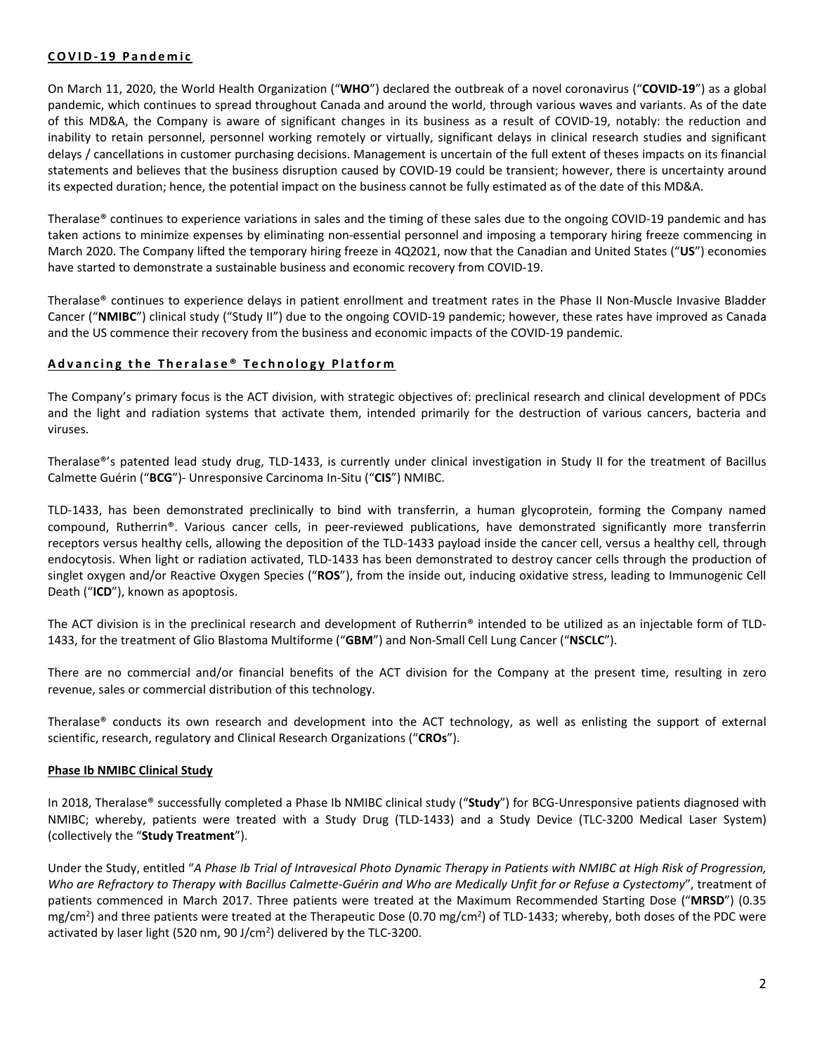## COVID-19 Pandemic

On March 11, 2020, the World Health Organization ("**WHO**") declared the outbreak of a novel coronavirus ("**COVID-19**") as a global pandemic, which continues to spread throughout Canada and around the world, through various waves and variants. As of the date of this MD&A, the Company is aware of significant changes in its business as a result of COVID-19, notably: the reduction and inability to retain personnel, personnel working remotely or virtually, significant delays in clinical research studies and significant delays / cancellations in customer purchasing decisions. Management is uncertain of the full extent of theses impacts on its financial statements and believes that the business disruption caused by COVID-19 could be transient; however, there is uncertainty around its expected duration; hence, the potential impact on the business cannot be fully estimated as of the date of this MD&A.

Theralase® continues to experience variations in sales and the timing of these sales due to the ongoing COVID-19 pandemic and has taken actions to minimize expenses by eliminating non-essential personnel and imposing a temporary hiring freeze commencing in March 2020. The Company lifted the temporary hiring freeze in 4Q2021, now that the Canadian and United States ("**US**") economies have started to demonstrate a sustainable business and economic recovery from COVID-19.

Theralase® continues to experience delays in patient enrollment and treatment rates in the Phase II Non-Muscle Invasive Bladder Cancer ("**NMIBC**") clinical study ("Study II") due to the ongoing COVID-19 pandemic; however, these rates have improved as Canada and the US commence their recovery from the business and economic impacts of the COVID-19 pandemic.

## Advancing the Theralase® Technology Platform

The Company's primary focus is the ACT division, with strategic objectives of: preclinical research and clinical development of PDCs and the light and radiation systems that activate them, intended primarily for the destruction of various cancers, bacteria and viruses.

Theralase®'s patented lead study drug, TLD-1433, is currently under clinical investigation in Study II for the treatment of Bacillus Calmette Guérin ("**BCG**")- Unresponsive Carcinoma In-Situ ("**CIS**") NMIBC.

TLD-1433, has been demonstrated preclinically to bind with transferrin, a human glycoprotein, forming the Company named compound, Rutherrin®. Various cancer cells, in peer-reviewed publications, have demonstrated significantly more transferrin receptors versus healthy cells, allowing the deposition of the TLD-1433 payload inside the cancer cell, versus a healthy cell, through endocytosis. When light or radiation activated, TLD-1433 has been demonstrated to destroy cancer cells through the production of singlet oxygen and/or Reactive Oxygen Species ("**ROS**"), from the inside out, inducing oxidative stress, leading to Immunogenic Cell Death ("**ICD**"), known as apoptosis.

The ACT division is in the preclinical research and development of Rutherrin® intended to be utilized as an injectable form of TLD-1433, for the treatment of Glio Blastoma Multiforme ("**GBM**") and Non-Small Cell Lung Cancer ("**NSCLC**").

There are no commercial and/or financial benefits of the ACT division for the Company at the present time, resulting in zero revenue, sales or commercial distribution of this technology.

Theralase® conducts its own research and development into the ACT technology, as well as enlisting the support of external scientific, research, regulatory and Clinical Research Organizations ("**CROs**").

### Phase Ib NMIBC Clinical Study

In 2018, Theralase® successfully completed a Phase Ib NMIBC clinical study ("**Study**") for BCG-Unresponsive patients diagnosed with NMIBC; whereby, patients were treated with a Study Drug (TLD-1433) and a Study Device (TLC-3200 Medical Laser System) (collectively the "**Study Treatment**").

Under the Study, entitled "*A Phase Ib Trial of Intravesical Photo Dynamic Therapy in Patients with NMIBC at High Risk of Progression, Who are Refractory to Therapy with Bacillus Calmette-Guérin and Who are Medically Unfit for or Refuse a Cystectomy*", treatment of patients commenced in March 2017. Three patients were treated at the Maximum Recommended Starting Dose ("**MRSD**") (0.35 $mg/cm^2$) and three patients were treated at the Therapeutic Dose (0.70 $mg/cm^2$) of TLD-1433; whereby, both doses of the PDC were activated by laser light (520 nm, 90 $J/cm^2$) delivered by the TLC-3200.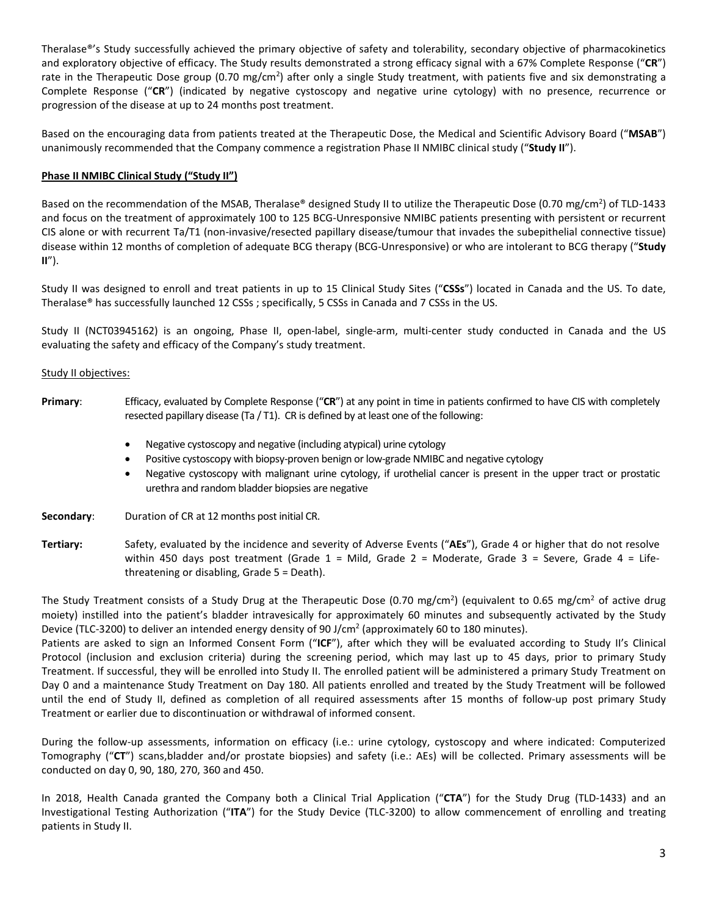Theralase®'s Study successfully achieved the primary objective of safety and tolerability, secondary objective of pharmacokinetics and exploratory objective of efficacy. The Study results demonstrated a strong efficacy signal with a 67% Complete Response ("**CR**") rate in the Therapeutic Dose group (0.70 mg/cm$^2$) after only a single Study treatment, with patients five and six demonstrating a Complete Response ("**CR**") (indicated by negative cystoscopy and negative urine cytology) with no presence, recurrence or progression of the disease at up to 24 months post treatment.

Based on the encouraging data from patients treated at the Therapeutic Dose, the Medical and Scientific Advisory Board ("**MSAB**") unanimously recommended that the Company commence a registration Phase II NMIBC clinical study ("**Study II**").

**Phase II NMIBC Clinical Study ("Study II")**

Based on the recommendation of the MSAB, Theralase® designed Study II to utilize the Therapeutic Dose (0.70 mg/cm$^2$) of TLD-1433 and focus on the treatment of approximately 100 to 125 BCG-Unresponsive NMIBC patients presenting with persistent or recurrent CIS alone or with recurrent Ta/T1 (non-invasive/resected papillary disease/tumour that invades the subepithelial connective tissue) disease within 12 months of completion of adequate BCG therapy (BCG-Unresponsive) or who are intolerant to BCG therapy ("**Study II**").

Study II was designed to enroll and treat patients in up to 15 Clinical Study Sites ("**CSSs**") located in Canada and the US. To date, Theralase® has successfully launched 12 CSSs ; specifically, 5 CSSs in Canada and 7 CSSs in the US.

Study II (NCT03945162) is an ongoing, Phase II, open-label, single-arm, multi-center study conducted in Canada and the US evaluating the safety and efficacy of the Company's study treatment.

Study II objectives:

**Primary**: Efficacy, evaluated by Complete Response ("**CR**") at any point in time in patients confirmed to have CIS with completely resected papillary disease (Ta / T1). CR is defined by at least one of the following:

- Negative cystoscopy and negative (including atypical) urine cytology
- Positive cystoscopy with biopsy-proven benign or low-grade NMIBC and negative cytology
- Negative cystoscopy with malignant urine cytology, if urothelial cancer is present in the upper tract or prostatic urethra and random bladder biopsies are negative

**Secondary**: Duration of CR at 12 months post initial CR.

**Tertiary:** Safety, evaluated by the incidence and severity of Adverse Events ("**AEs**"), Grade 4 or higher that do not resolve within 450 days post treatment (Grade 1 = Mild, Grade 2 = Moderate, Grade 3 = Severe, Grade 4 = Life-threatening or disabling, Grade 5 = Death).

The Study Treatment consists of a Study Drug at the Therapeutic Dose (0.70 mg/cm$^2$) (equivalent to 0.65 mg/cm$^2$ of active drug moiety) instilled into the patient's bladder intravesically for approximately 60 minutes and subsequently activated by the Study Device (TLC-3200) to deliver an intended energy density of 90 J/cm$^2$ (approximately 60 to 180 minutes).

Patients are asked to sign an Informed Consent Form ("**ICF**"), after which they will be evaluated according to Study II's Clinical Protocol (inclusion and exclusion criteria) during the screening period, which may last up to 45 days, prior to primary Study Treatment. If successful, they will be enrolled into Study II. The enrolled patient will be administered a primary Study Treatment on Day 0 and a maintenance Study Treatment on Day 180. All patients enrolled and treated by the Study Treatment will be followed until the end of Study II, defined as completion of all required assessments after 15 months of follow-up post primary Study Treatment or earlier due to discontinuation or withdrawal of informed consent.

During the follow-up assessments, information on efficacy (i.e.: urine cytology, cystoscopy and where indicated: Computerized Tomography ("**CT**") scans,bladder and/or prostate biopsies) and safety (i.e.: AEs) will be collected. Primary assessments will be conducted on day 0, 90, 180, 270, 360 and 450.

In 2018, Health Canada granted the Company both a Clinical Trial Application ("**CTA**") for the Study Drug (TLD-1433) and an Investigational Testing Authorization ("**ITA**") for the Study Device (TLC-3200) to allow commencement of enrolling and treating patients in Study II.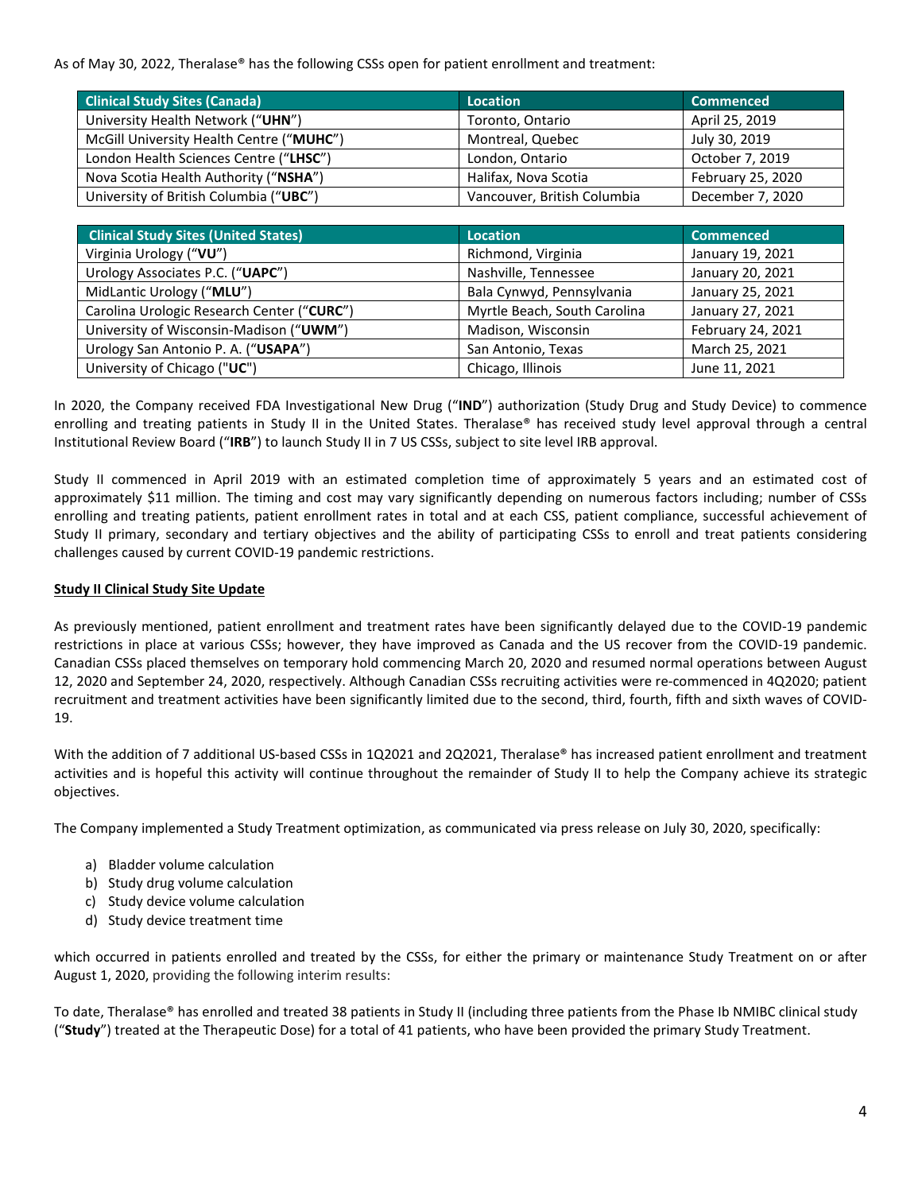As of May 30, 2022, Theralase® has the following CSSs open for patient enrollment and treatment:

| Clinical Study Sites (Canada) | Location | Commenced |
|---|---|---|
| University Health Network (“**UHN**”) | Toronto, Ontario | April 25, 2019 |
| McGill University Health Centre (“**MUHC**”) | Montreal, Quebec | July 30, 2019 |
| London Health Sciences Centre (“**LHSC**”) | London, Ontario | October 7, 2019 |
| Nova Scotia Health Authority (“**NSHA**”) | Halifax, Nova Scotia | February 25, 2020 |
| University of British Columbia (“**UBC**”) | Vancouver, British Columbia | December 7, 2020 |

| Clinical Study Sites (United States) | Location | Commenced |
|---|---|---|
| Virginia Urology (“**VU**”) | Richmond, Virginia | January 19, 2021 |
| Urology Associates P.C. (“**UAPC**”) | Nashville, Tennessee | January 20, 2021 |
| MidLantic Urology (“**MLU**”) | Bala Cynwyd, Pennsylvania | January 25, 2021 |
| Carolina Urologic Research Center (“**CURC**”) | Myrtle Beach, South Carolina | January 27, 2021 |
| University of Wisconsin-Madison (“**UWM**”) | Madison, Wisconsin | February 24, 2021 |
| Urology San Antonio P. A. (“**USAPA**”) | San Antonio, Texas | March 25, 2021 |
| University of Chicago ("**UC**") | Chicago, Illinois | June 11, 2021 |

In 2020, the Company received FDA Investigational New Drug (“**IND**”) authorization (Study Drug and Study Device) to commence enrolling and treating patients in Study II in the United States. Theralase® has received study level approval through a central Institutional Review Board (“**IRB**”) to launch Study II in 7 US CSSs, subject to site level IRB approval.

Study II commenced in April 2019 with an estimated completion time of approximately 5 years and an estimated cost of approximately $11 million. The timing and cost may vary significantly depending on numerous factors including; number of CSSs enrolling and treating patients, patient enrollment rates in total and at each CSS, patient compliance, successful achievement of Study II primary, secondary and tertiary objectives and the ability of participating CSSs to enroll and treat patients considering challenges caused by current COVID-19 pandemic restrictions.

**Study II Clinical Study Site Update**

As previously mentioned, patient enrollment and treatment rates have been significantly delayed due to the COVID-19 pandemic restrictions in place at various CSSs; however, they have improved as Canada and the US recover from the COVID-19 pandemic. Canadian CSSs placed themselves on temporary hold commencing March 20, 2020 and resumed normal operations between August 12, 2020 and September 24, 2020, respectively. Although Canadian CSSs recruiting activities were re-commenced in 4Q2020; patient recruitment and treatment activities have been significantly limited due to the second, third, fourth, fifth and sixth waves of COVID-19.

With the addition of 7 additional US-based CSSs in 1Q2021 and 2Q2021, Theralase® has increased patient enrollment and treatment activities and is hopeful this activity will continue throughout the remainder of Study II to help the Company achieve its strategic objectives.

The Company implemented a Study Treatment optimization, as communicated via press release on July 30, 2020, specifically:

a) Bladder volume calculation
b) Study drug volume calculation
c) Study device volume calculation
d) Study device treatment time

which occurred in patients enrolled and treated by the CSSs, for either the primary or maintenance Study Treatment on or after August 1, 2020, providing the following interim results:

To date, Theralase® has enrolled and treated 38 patients in Study II (including three patients from the Phase Ib NMIBC clinical study (“**Study**”) treated at the Therapeutic Dose) for a total of 41 patients, who have been provided the primary Study Treatment.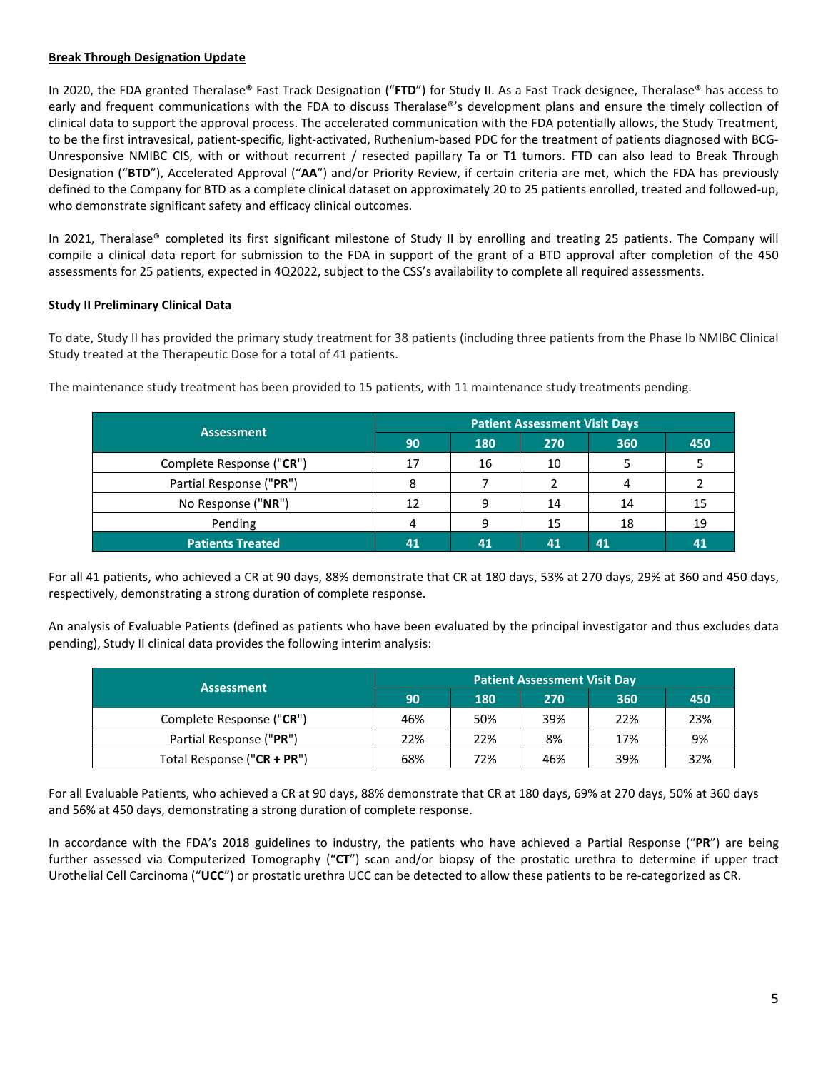**Break Through Designation Update**

In 2020, the FDA granted Theralase® Fast Track Designation ("**FTD**") for Study II. As a Fast Track designee, Theralase® has access to early and frequent communications with the FDA to discuss Theralase®'s development plans and ensure the timely collection of clinical data to support the approval process. The accelerated communication with the FDA potentially allows, the Study Treatment, to be the first intravesical, patient-specific, light-activated, Ruthenium-based PDC for the treatment of patients diagnosed with BCG-Unresponsive NMIBC CIS, with or without recurrent / resected papillary Ta or T1 tumors. FTD can also lead to Break Through Designation ("**BTD**"), Accelerated Approval ("**AA**") and/or Priority Review, if certain criteria are met, which the FDA has previously defined to the Company for BTD as a complete clinical dataset on approximately 20 to 25 patients enrolled, treated and followed-up, who demonstrate significant safety and efficacy clinical outcomes.

In 2021, Theralase® completed its first significant milestone of Study II by enrolling and treating 25 patients. The Company will compile a clinical data report for submission to the FDA in support of the grant of a BTD approval after completion of the 450 assessments for 25 patients, expected in 4Q2022, subject to the CSS's availability to complete all required assessments.

**Study II Preliminary Clinical Data**

To date, Study II has provided the primary study treatment for 38 patients (including three patients from the Phase Ib NMIBC Clinical Study treated at the Therapeutic Dose for a total of 41 patients.

The maintenance study treatment has been provided to 15 patients, with 11 maintenance study treatments pending.

| Assessment | Patient Assessment Visit Days | | | | |
|---|---|---|---|---|---|
| | 90 | 180 | 270 | 360 | 450 |
| Complete Response ("**CR**") | 17 | 16 | 10 | 5 | 5 |
| Partial Response ("**PR**") | 8 | 7 | 2 | 4 | 2 |
| No Response ("**NR**") | 12 | 9 | 14 | 14 | 15 |
| Pending | 4 | 9 | 15 | 18 | 19 |
| **Patients Treated** | **41** | **41** | **41** | **41** | **41** |

For all 41 patients, who achieved a CR at 90 days, 88% demonstrate that CR at 180 days, 53% at 270 days, 29% at 360 and 450 days, respectively, demonstrating a strong duration of complete response.

An analysis of Evaluable Patients (defined as patients who have been evaluated by the principal investigator and thus excludes data pending), Study II clinical data provides the following interim analysis:

| Assessment | Patient Assessment Visit Day | | | | |
|---|---|---|---|---|---|
| | 90 | 180 | 270 | 360 | 450 |
| Complete Response ("**CR**") | 46% | 50% | 39% | 22% | 23% |
| Partial Response ("**PR**") | 22% | 22% | 8% | 17% | 9% |
| Total Response ("**CR + PR**") | 68% | 72% | 46% | 39% | 32% |

For all Evaluable Patients, who achieved a CR at 90 days, 88% demonstrate that CR at 180 days, 69% at 270 days, 50% at 360 days and 56% at 450 days, demonstrating a strong duration of complete response.

In accordance with the FDA's 2018 guidelines to industry, the patients who have achieved a Partial Response ("**PR**") are being further assessed via Computerized Tomography ("**CT**") scan and/or biopsy of the prostatic urethra to determine if upper tract Urothelial Cell Carcinoma ("**UCC**") or prostatic urethra UCC can be detected to allow these patients to be re-categorized as CR.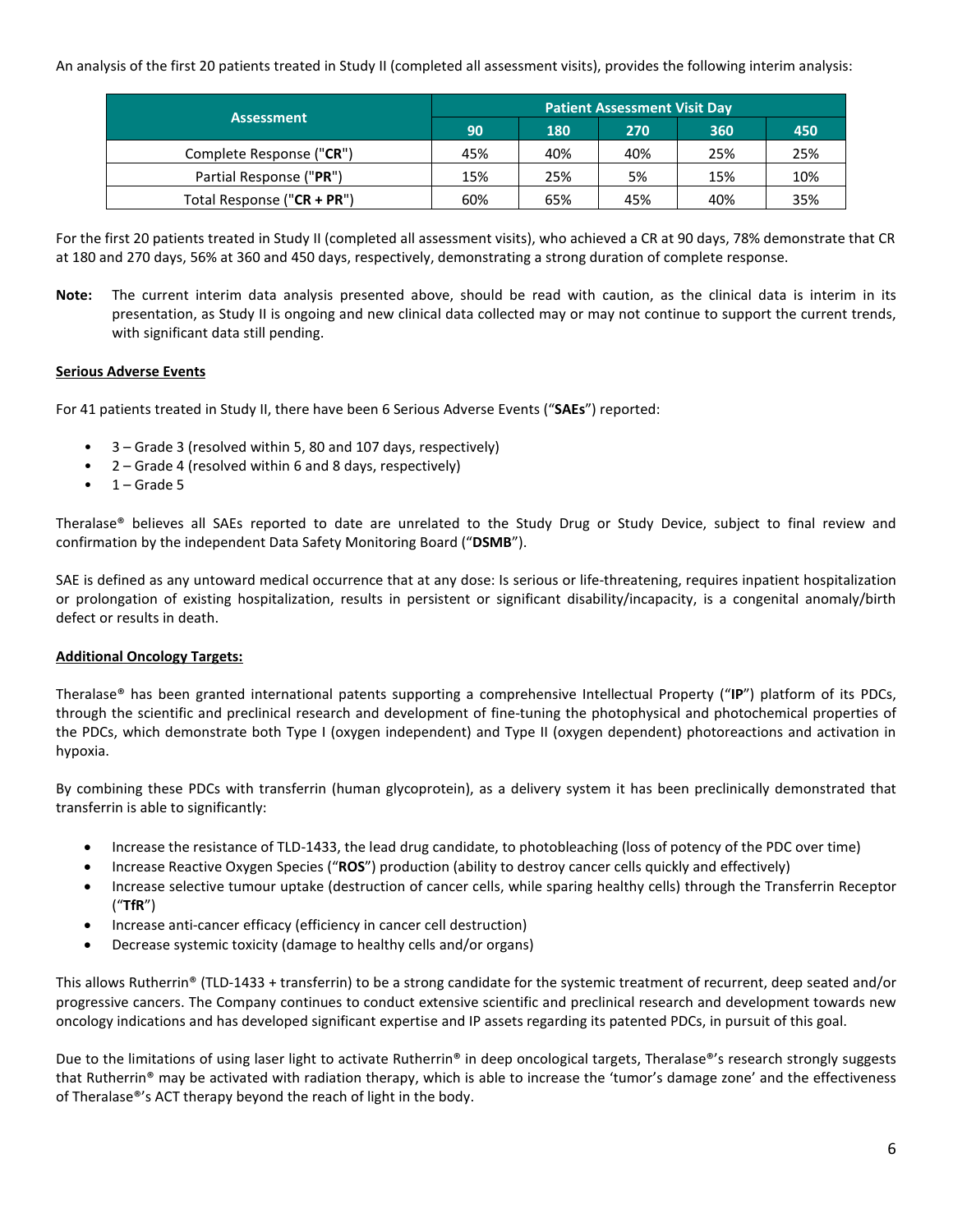An analysis of the first 20 patients treated in Study II (completed all assessment visits), provides the following interim analysis:

| Assessment | Patient Assessment Visit Day | | | | |
|---|---|---|---|---|---|
| | 90 | 180 | 270 | 360 | 450 |
| Complete Response ("**CR**") | 45% | 40% | 40% | 25% | 25% |
| Partial Response ("**PR**") | 15% | 25% | 5% | 15% | 10% |
| Total Response ("**CR + PR**") | 60% | 65% | 45% | 40% | 35% |

For the first 20 patients treated in Study II (completed all assessment visits), who achieved a CR at 90 days, 78% demonstrate that CR at 180 and 270 days, 56% at 360 and 450 days, respectively, demonstrating a strong duration of complete response.

**Note:** The current interim data analysis presented above, should be read with caution, as the clinical data is interim in its presentation, as Study II is ongoing and new clinical data collected may or may not continue to support the current trends, with significant data still pending.

**Serious Adverse Events**

For 41 patients treated in Study II, there have been 6 Serious Adverse Events ("**SAEs**") reported:

- 3 – Grade 3 (resolved within 5, 80 and 107 days, respectively)
- 2 – Grade 4 (resolved within 6 and 8 days, respectively)
- 1 – Grade 5

Theralase® believes all SAEs reported to date are unrelated to the Study Drug or Study Device, subject to final review and confirmation by the independent Data Safety Monitoring Board ("**DSMB**").

SAE is defined as any untoward medical occurrence that at any dose: Is serious or life-threatening, requires inpatient hospitalization or prolongation of existing hospitalization, results in persistent or significant disability/incapacity, is a congenital anomaly/birth defect or results in death.

**Additional Oncology Targets:**

Theralase® has been granted international patents supporting a comprehensive Intellectual Property ("**IP**") platform of its PDCs, through the scientific and preclinical research and development of fine-tuning the photophysical and photochemical properties of the PDCs, which demonstrate both Type I (oxygen independent) and Type II (oxygen dependent) photoreactions and activation in hypoxia.

By combining these PDCs with transferrin (human glycoprotein), as a delivery system it has been preclinically demonstrated that transferrin is able to significantly:

- Increase the resistance of TLD-1433, the lead drug candidate, to photobleaching (loss of potency of the PDC over time)
- Increase Reactive Oxygen Species ("**ROS**") production (ability to destroy cancer cells quickly and effectively)
- Increase selective tumour uptake (destruction of cancer cells, while sparing healthy cells) through the Transferrin Receptor ("**TfR**")
- Increase anti-cancer efficacy (efficiency in cancer cell destruction)
- Decrease systemic toxicity (damage to healthy cells and/or organs)

This allows Rutherrin® (TLD-1433 + transferrin) to be a strong candidate for the systemic treatment of recurrent, deep seated and/or progressive cancers. The Company continues to conduct extensive scientific and preclinical research and development towards new oncology indications and has developed significant expertise and IP assets regarding its patented PDCs, in pursuit of this goal.

Due to the limitations of using laser light to activate Rutherrin® in deep oncological targets, Theralase®'s research strongly suggests that Rutherrin® may be activated with radiation therapy, which is able to increase the 'tumor's damage zone' and the effectiveness of Theralase®'s ACT therapy beyond the reach of light in the body.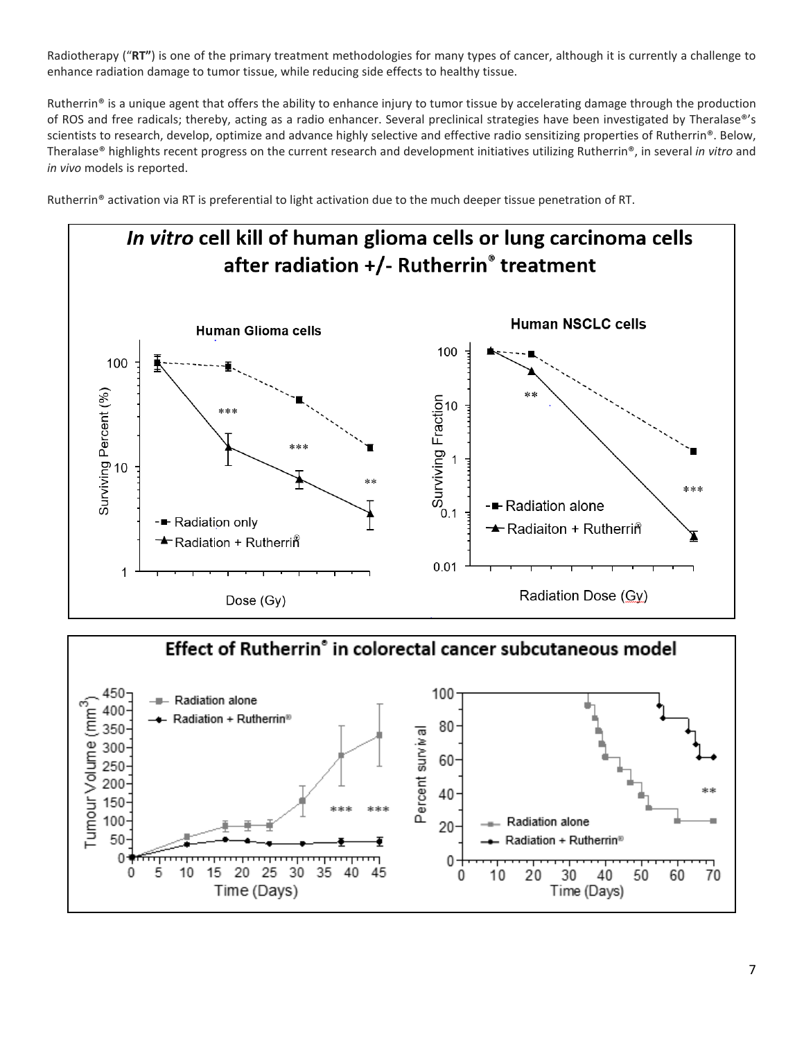Radiotherapy ("**RT"**) is one of the primary treatment methodologies for many types of cancer, although it is currently a challenge to enhance radiation damage to tumor tissue, while reducing side effects to healthy tissue.

Rutherrin® is a unique agent that offers the ability to enhance injury to tumor tissue by accelerating damage through the production of ROS and free radicals; thereby, acting as a radio enhancer. Several preclinical strategies have been investigated by Theralase®'s scientists to research, develop, optimize and advance highly selective and effective radio sensitizing properties of Rutherrin®. Below, Theralase® highlights recent progress on the current research and development initiatives utilizing Rutherrin®, in several *in vitro* and *in vivo* models is reported.

Rutherrin® activation via RT is preferential to light activation due to the much deeper tissue penetration of RT.

## *In vitro* cell kill of human glioma cells or lung carcinoma cells after radiation +/- Rutherrin® treatment

## Effect of Rutherrin® in colorectal cancer subcutaneous model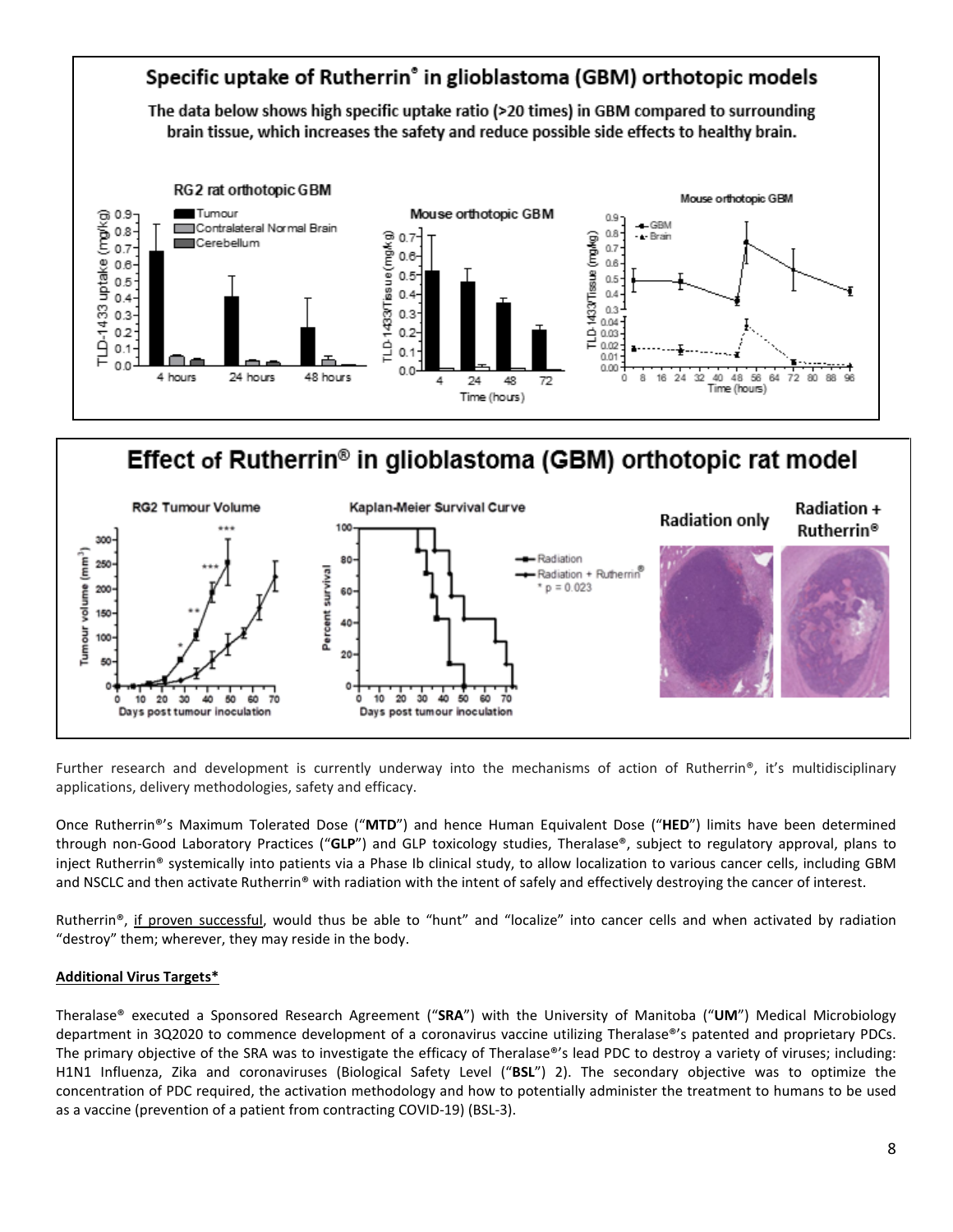## Specific uptake of Rutherrin® in glioblastoma (GBM) orthotopic models

The data below shows high specific uptake ratio (>20 times) in GBM compared to surrounding brain tissue, which increases the safety and reduce possible side effects to healthy brain.

## Effect of Rutherrin® in glioblastoma (GBM) orthotopic rat model

Further research and development is currently underway into the mechanisms of action of Rutherrin®, it's multidisciplinary applications, delivery methodologies, safety and efficacy.

Once Rutherrin®'s Maximum Tolerated Dose ("**MTD**") and hence Human Equivalent Dose ("**HED**") limits have been determined through non-Good Laboratory Practices ("**GLP**") and GLP toxicology studies, Theralase®, subject to regulatory approval, plans to inject Rutherrin® systemically into patients via a Phase Ib clinical study, to allow localization to various cancer cells, including GBM and NSCLC and then activate Rutherrin® with radiation with the intent of safely and effectively destroying the cancer of interest.

Rutherrin®, <u>if proven successful</u>, would thus be able to "hunt" and "localize" into cancer cells and when activated by radiation "destroy" them; wherever, they may reside in the body.

**<u>Additional Virus Targets*</u>**

Theralase® executed a Sponsored Research Agreement ("**SRA**") with the University of Manitoba ("**UM**") Medical Microbiology department in 3Q2020 to commence development of a coronavirus vaccine utilizing Theralase®'s patented and proprietary PDCs. The primary objective of the SRA was to investigate the efficacy of Theralase®'s lead PDC to destroy a variety of viruses; including: H1N1 Influenza, Zika and coronaviruses (Biological Safety Level ("**BSL**") 2). The secondary objective was to optimize the concentration of PDC required, the activation methodology and how to potentially administer the treatment to humans to be used as a vaccine (prevention of a patient from contracting COVID-19) (BSL-3).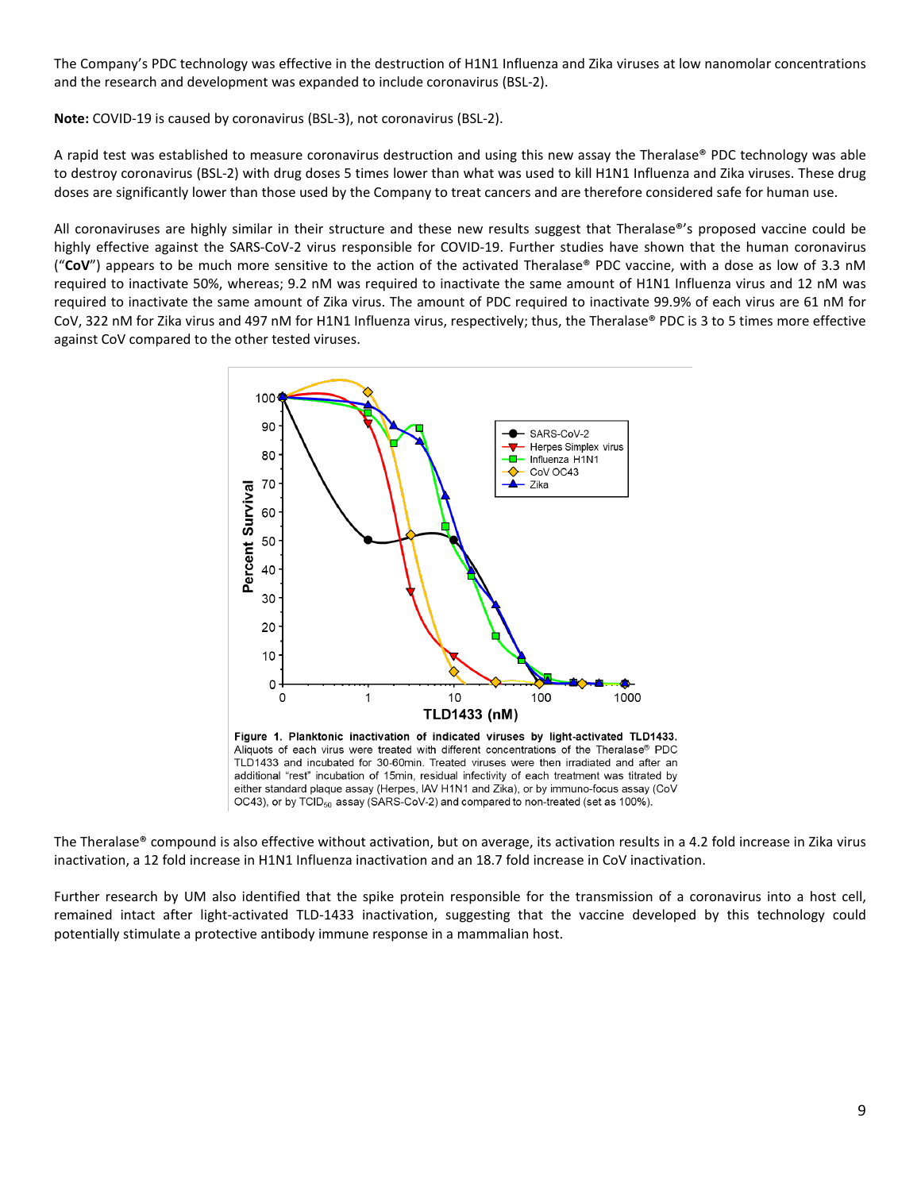The Company's PDC technology was effective in the destruction of H1N1 Influenza and Zika viruses at low nanomolar concentrations and the research and development was expanded to include coronavirus (BSL-2).

**Note:** COVID-19 is caused by coronavirus (BSL-3), not coronavirus (BSL-2).

A rapid test was established to measure coronavirus destruction and using this new assay the Theralase® PDC technology was able to destroy coronavirus (BSL-2) with drug doses 5 times lower than what was used to kill H1N1 Influenza and Zika viruses. These drug doses are significantly lower than those used by the Company to treat cancers and are therefore considered safe for human use.

All coronaviruses are highly similar in their structure and these new results suggest that Theralase®'s proposed vaccine could be highly effective against the SARS-CoV-2 virus responsible for COVID-19. Further studies have shown that the human coronavirus ("**CoV**") appears to be much more sensitive to the action of the activated Theralase® PDC vaccine, with a dose as low of 3.3 nM required to inactivate 50%, whereas; 9.2 nM was required to inactivate the same amount of H1N1 Influenza virus and 12 nM was required to inactivate the same amount of Zika virus. The amount of PDC required to inactivate 99.9% of each virus are 61 nM for CoV, 322 nM for Zika virus and 497 nM for H1N1 Influenza virus, respectively; thus, the Theralase® PDC is 3 to 5 times more effective against CoV compared to the other tested viruses.

**Figure 1. Planktonic inactivation of indicated viruses by light-activated TLD1433.** Aliquots of each virus were treated with different concentrations of the Theralase® PDC TLD1433 and incubated for 30-60min. Treated viruses were then irradiated and after an additional "rest" incubation of 15min, residual infectivity of each treatment was titrated by either standard plaque assay (Herpes, IAV H1N1 and Zika), or by immuno-focus assay (CoV OC43), or by $TCID_{50}$ assay (SARS-CoV-2) and compared to non-treated (set as 100%).

The Theralase® compound is also effective without activation, but on average, its activation results in a 4.2 fold increase in Zika virus inactivation, a 12 fold increase in H1N1 Influenza inactivation and an 18.7 fold increase in CoV inactivation.

Further research by UM also identified that the spike protein responsible for the transmission of a coronavirus into a host cell, remained intact after light-activated TLD-1433 inactivation, suggesting that the vaccine developed by this technology could potentially stimulate a protective antibody immune response in a mammalian host.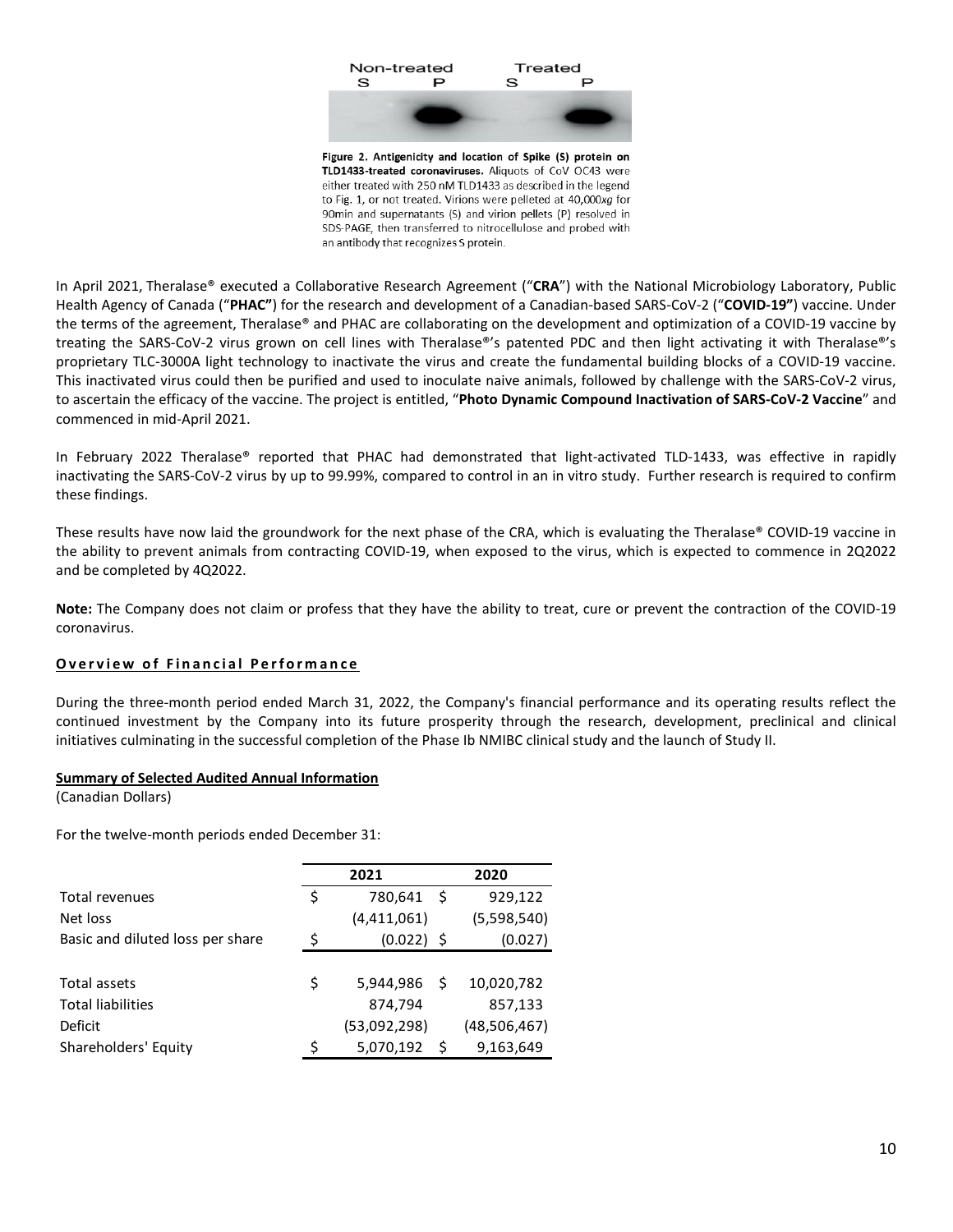Figure 2. Antigenicity and location of Spike (S) protein on TLD1433-treated coronaviruses. Aliquots of CoV OC43 were either treated with 250 nM TLD1433 as described in the legend to Fig. 1, or not treated. Virions were pelleted at 40,000xg for 90min and supernatants (S) and virion pellets (P) resolved in SDS-PAGE, then transferred to nitrocellulose and probed with an antibody that recognizes S protein.

In April 2021, Theralase® executed a Collaborative Research Agreement ("**CRA**") with the National Microbiology Laboratory, Public Health Agency of Canada ("**PHAC**") for the research and development of a Canadian-based SARS-CoV-2 ("**COVID-19**") vaccine. Under the terms of the agreement, Theralase® and PHAC are collaborating on the development and optimization of a COVID-19 vaccine by treating the SARS-CoV-2 virus grown on cell lines with Theralase®'s patented PDC and then light activating it with Theralase®'s proprietary TLC-3000A light technology to inactivate the virus and create the fundamental building blocks of a COVID-19 vaccine. This inactivated virus could then be purified and used to inoculate naive animals, followed by challenge with the SARS-CoV-2 virus, to ascertain the efficacy of the vaccine. The project is entitled, "**Photo Dynamic Compound Inactivation of SARS-CoV-2 Vaccine**" and commenced in mid-April 2021.

In February 2022 Theralase® reported that PHAC had demonstrated that light-activated TLD-1433, was effective in rapidly inactivating the SARS-CoV-2 virus by up to 99.99%, compared to control in an in vitro study. Further research is required to confirm these findings.

These results have now laid the groundwork for the next phase of the CRA, which is evaluating the Theralase® COVID-19 vaccine in the ability to prevent animals from contracting COVID-19, when exposed to the virus, which is expected to commence in 2Q2022 and be completed by 4Q2022.

**Note:** The Company does not claim or profess that they have the ability to treat, cure or prevent the contraction of the COVID-19 coronavirus.

## Overview of Financial Performance

During the three-month period ended March 31, 2022, the Company's financial performance and its operating results reflect the continued investment by the Company into its future prosperity through the research, development, preclinical and clinical initiatives culminating in the successful completion of the Phase Ib NMIBC clinical study and the launch of Study II.

### Summary of Selected Audited Annual Information

(Canadian Dollars)

For the twelve-month periods ended December 31:

| | 2021 | 2020 |
|---|---|---|
| Total revenues | $ 780,641 | $ 929,122 |
| Net loss | (4,411,061) | (5,598,540) |
| Basic and diluted loss per share | $ (0.022) | $ (0.027) |
| Total assets | $ 5,944,986 | $ 10,020,782 |
| Total liabilities | 874,794 | 857,133 |
| Deficit | (53,092,298) | (48,506,467) |
| Shareholders' Equity | $ 5,070,192 | $ 9,163,649 |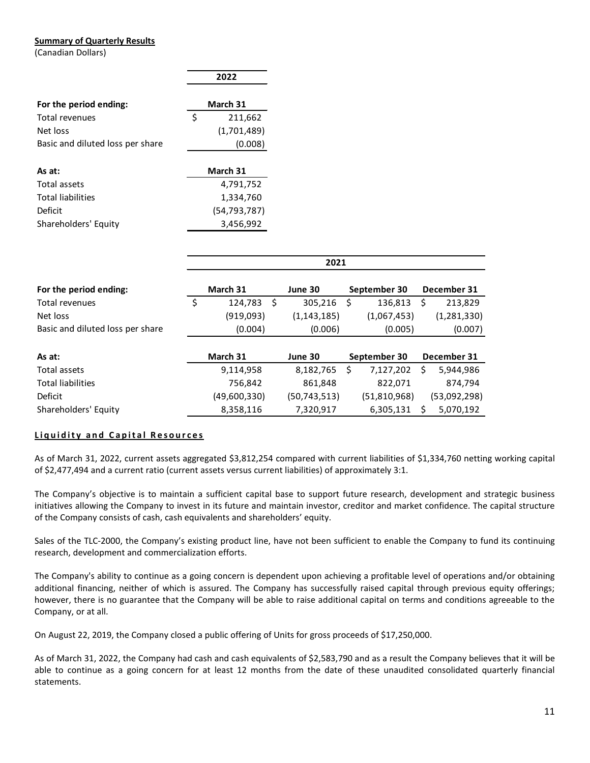**Summary of Quarterly Results**
(Canadian Dollars)

| | 2022 |
|---|---|
| **For the period ending:** | **March 31** |
| Total revenues | $ 211,662 |
| Net loss | (1,701,489) |
| Basic and diluted loss per share | (0.008) |
| **As at:** | **March 31** |
| Total assets | 4,791,752 |
| Total liabilities | 1,334,760 |
| Deficit | (54,793,787) |
| Shareholders' Equity | 3,456,992 |

| | 2021 | | | |
|---|---|---|---|---|
| **For the period ending:** | **March 31** | **June 30** | **September 30** | **December 31** |
| Total revenues | $ 124,783 | $ 305,216 | $ 136,813 | $ 213,829 |
| Net loss | (919,093) | (1,143,185) | (1,067,453) | (1,281,330) |
| Basic and diluted loss per share | (0.004) | (0.006) | (0.005) | (0.007) |
| **As at:** | **March 31** | **June 30** | **September 30** | **December 31** |
| Total assets | 9,114,958 | 8,182,765 | $ 7,127,202 | $ 5,944,986 |
| Total liabilities | 756,842 | 861,848 | 822,071 | 874,794 |
| Deficit | (49,600,330) | (50,743,513) | (51,810,968) | (53,092,298) |
| Shareholders' Equity | 8,358,116 | 7,320,917 | 6,305,131 | $ 5,070,192 |

## Liquidity and Capital Resources

As of March 31, 2022, current assets aggregated $3,812,254 compared with current liabilities of $1,334,760 netting working capital of $2,477,494 and a current ratio (current assets versus current liabilities) of approximately 3:1.

The Company's objective is to maintain a sufficient capital base to support future research, development and strategic business initiatives allowing the Company to invest in its future and maintain investor, creditor and market confidence. The capital structure of the Company consists of cash, cash equivalents and shareholders' equity.

Sales of the TLC-2000, the Company's existing product line, have not been sufficient to enable the Company to fund its continuing research, development and commercialization efforts.

The Company's ability to continue as a going concern is dependent upon achieving a profitable level of operations and/or obtaining additional financing, neither of which is assured. The Company has successfully raised capital through previous equity offerings; however, there is no guarantee that the Company will be able to raise additional capital on terms and conditions agreeable to the Company, or at all.

On August 22, 2019, the Company closed a public offering of Units for gross proceeds of $17,250,000.

As of March 31, 2022, the Company had cash and cash equivalents of $2,583,790 and as a result the Company believes that it will be able to continue as a going concern for at least 12 months from the date of these unaudited consolidated quarterly financial statements.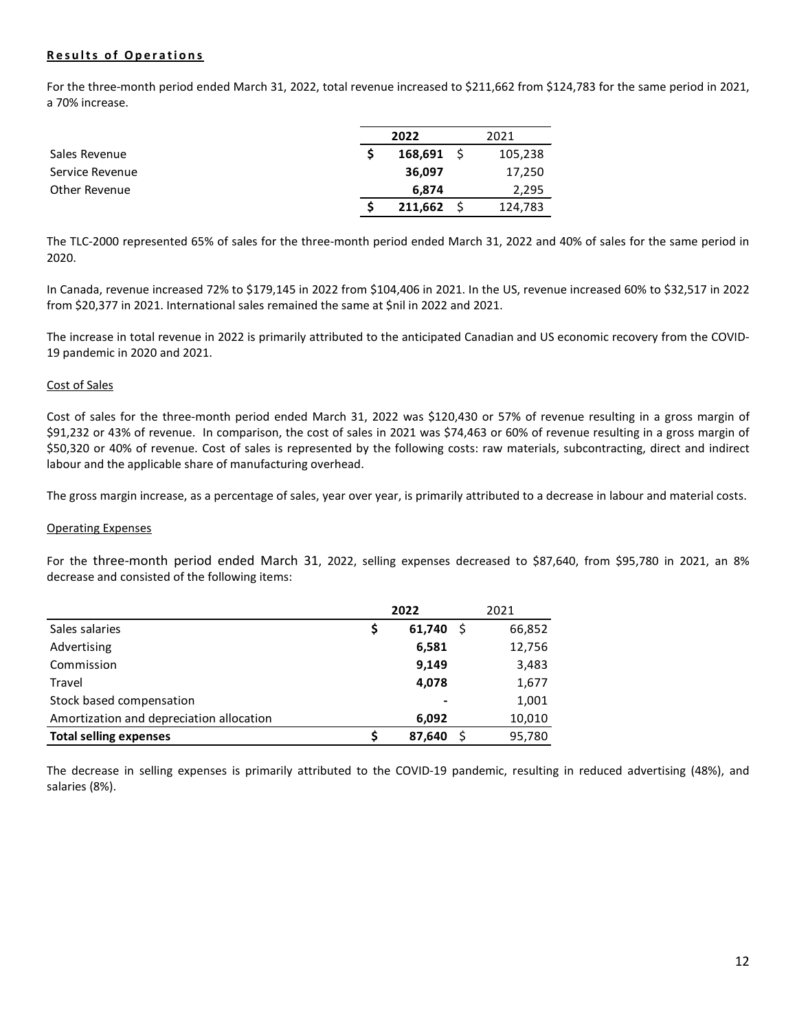**Results of Operations**

For the three-month period ended March 31, 2022, total revenue increased to $211,662 from $124,783 for the same period in 2021, a 70% increase.

| | 2022 | 2021 |
|---|---|---|
| Sales Revenue | **$ 168,691** | $ 105,238 |
| Service Revenue | **36,097** | 17,250 |
| Other Revenue | **6,874** | 2,295 |
| | **$ 211,662** | $ 124,783 |

The TLC-2000 represented 65% of sales for the three-month period ended March 31, 2022 and 40% of sales for the same period in 2020.

In Canada, revenue increased 72% to $179,145 in 2022 from $104,406 in 2021. In the US, revenue increased 60% to $32,517 in 2022 from $20,377 in 2021. International sales remained the same at $nil in 2022 and 2021.

The increase in total revenue in 2022 is primarily attributed to the anticipated Canadian and US economic recovery from the COVID-19 pandemic in 2020 and 2021.

Cost of Sales

Cost of sales for the three-month period ended March 31, 2022 was $120,430 or 57% of revenue resulting in a gross margin of $91,232 or 43% of revenue. In comparison, the cost of sales in 2021 was $74,463 or 60% of revenue resulting in a gross margin of $50,320 or 40% of revenue. Cost of sales is represented by the following costs: raw materials, subcontracting, direct and indirect labour and the applicable share of manufacturing overhead.

The gross margin increase, as a percentage of sales, year over year, is primarily attributed to a decrease in labour and material costs.

Operating Expenses

For the three-month period ended March 31, 2022, selling expenses decreased to $87,640, from $95,780 in 2021, an 8% decrease and consisted of the following items:

| | 2022 | 2021 |
|---|---|---|
| Sales salaries | **$ 61,740** | $ 66,852 |
| Advertising | **6,581** | 12,756 |
| Commission | **9,149** | 3,483 |
| Travel | **4,078** | 1,677 |
| Stock based compensation | **-** | 1,001 |
| Amortization and depreciation allocation | **6,092** | 10,010 |
| **Total selling expenses** | **$ 87,640** | $ 95,780 |

The decrease in selling expenses is primarily attributed to the COVID-19 pandemic, resulting in reduced advertising (48%), and salaries (8%).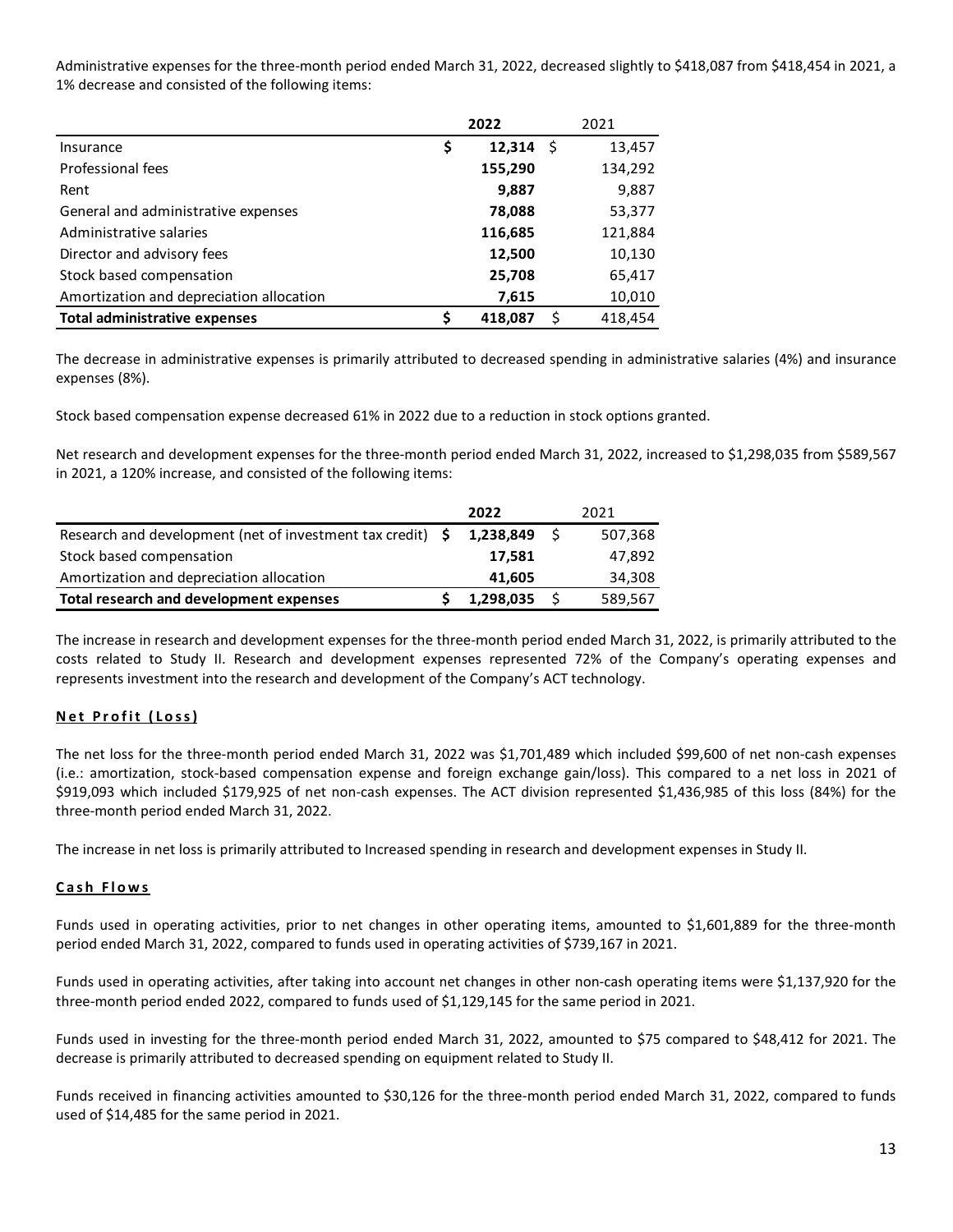Administrative expenses for the three-month period ended March 31, 2022, decreased slightly to $418,087 from $418,454 in 2021, a 1% decrease and consisted of the following items:

| | 2022 | 2021 |
|---|---|---|
| Insurance | **$ 12,314** | $ 13,457 |
| Professional fees | **155,290** | 134,292 |
| Rent | **9,887** | 9,887 |
| General and administrative expenses | **78,088** | 53,377 |
| Administrative salaries | **116,685** | 121,884 |
| Director and advisory fees | **12,500** | 10,130 |
| Stock based compensation | **25,708** | 65,417 |
| Amortization and depreciation allocation | **7,615** | 10,010 |
| **Total administrative expenses** | **$ 418,087** | $ 418,454 |

The decrease in administrative expenses is primarily attributed to decreased spending in administrative salaries (4%) and insurance expenses (8%).

Stock based compensation expense decreased 61% in 2022 due to a reduction in stock options granted.

Net research and development expenses for the three-month period ended March 31, 2022, increased to $1,298,035 from $589,567 in 2021, a 120% increase, and consisted of the following items:

| | 2022 | 2021 |
|---|---|---|
| Research and development (net of investment tax credit) | **$ 1,238,849** | $ 507,368 |
| Stock based compensation | **17,581** | 47,892 |
| Amortization and depreciation allocation | **41,605** | 34,308 |
| **Total research and development expenses** | **$ 1,298,035** | $ 589,567 |

The increase in research and development expenses for the three-month period ended March 31, 2022, is primarily attributed to the costs related to Study II. Research and development expenses represented 72% of the Company's operating expenses and represents investment into the research and development of the Company's ACT technology.

## Net Profit (Loss)

The net loss for the three-month period ended March 31, 2022 was $1,701,489 which included $99,600 of net non-cash expenses (i.e.: amortization, stock-based compensation expense and foreign exchange gain/loss). This compared to a net loss in 2021 of $919,093 which included $179,925 of net non-cash expenses. The ACT division represented $1,436,985 of this loss (84%) for the three-month period ended March 31, 2022.

The increase in net loss is primarily attributed to Increased spending in research and development expenses in Study II.

## Cash Flows

Funds used in operating activities, prior to net changes in other operating items, amounted to $1,601,889 for the three-month period ended March 31, 2022, compared to funds used in operating activities of $739,167 in 2021.

Funds used in operating activities, after taking into account net changes in other non-cash operating items were $1,137,920 for the three-month period ended 2022, compared to funds used of $1,129,145 for the same period in 2021.

Funds used in investing for the three-month period ended March 31, 2022, amounted to $75 compared to $48,412 for 2021. The decrease is primarily attributed to decreased spending on equipment related to Study II.

Funds received in financing activities amounted to $30,126 for the three-month period ended March 31, 2022, compared to funds used of $14,485 for the same period in 2021.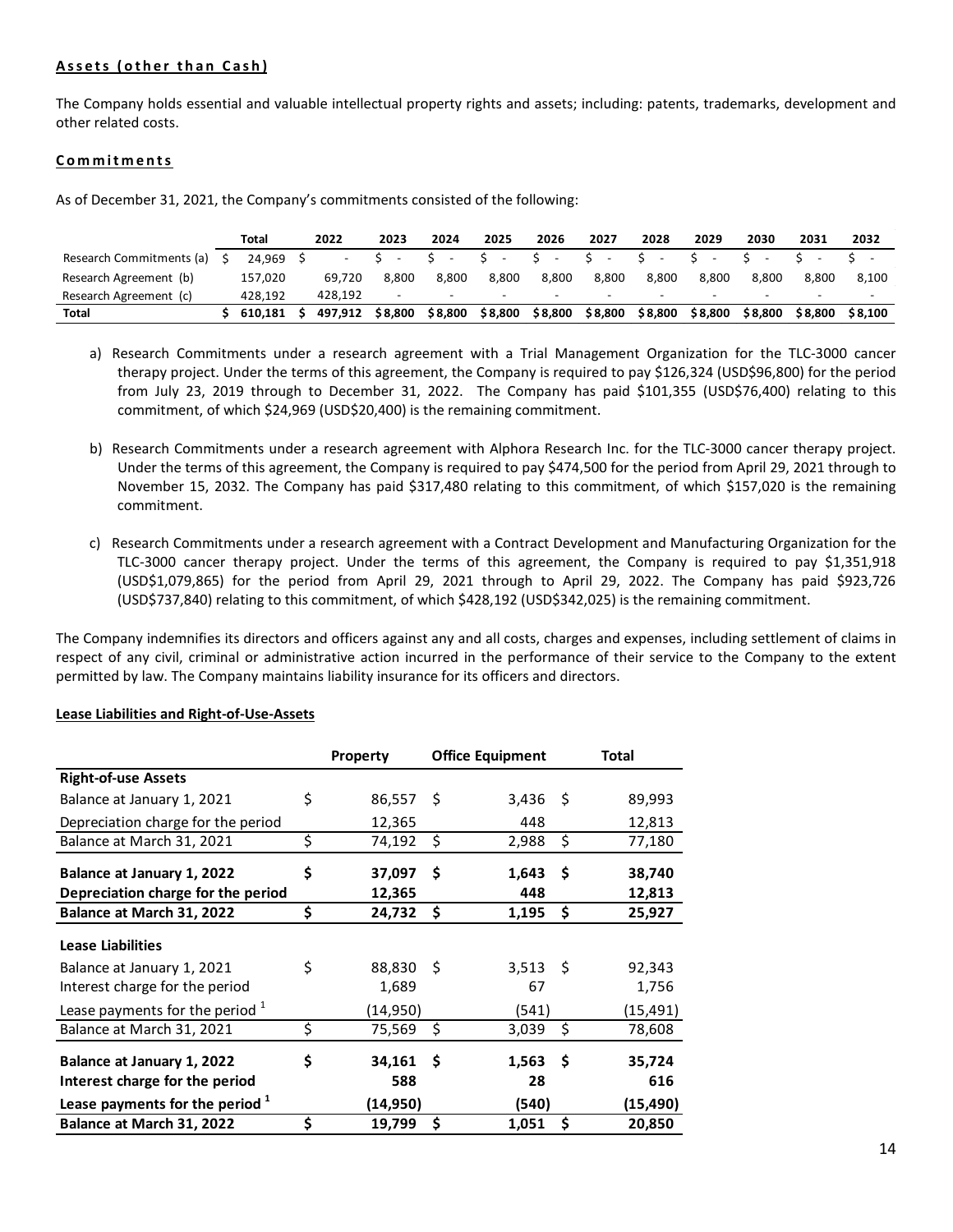**Assets (other than Cash)**

The Company holds essential and valuable intellectual property rights and assets; including: patents, trademarks, development and other related costs.

**Commitments**

As of December 31, 2021, the Company's commitments consisted of the following:

| | Total | 2022 | 2023 | 2024 | 2025 | 2026 | 2027 | 2028 | 2029 | 2030 | 2031 | 2032 |
|---|---|---|---|---|---|---|---|---|---|---|---|---|
| Research Commitments (a) | $ 24,969 | $ - | $ - | $ - | $ - | $ - | $ - | $ - | $ - | $ - | $ - | $ - |
| Research Agreement (b) | 157,020 | 69,720 | 8,800 | 8,800 | 8,800 | 8,800 | 8,800 | 8,800 | 8,800 | 8,800 | 8,800 | 8,100 |
| Research Agreement (c) | 428,192 | 428,192 | - | - | - | - | - | - | - | - | - | - |
| **Total** | **$ 610,181** | **$ 497,912** | **$8,800** | **$8,800** | **$8,800** | **$8,800** | **$8,800** | **$8,800** | **$8,800** | **$8,800** | **$8,800** | **$8,100** |

a) Research Commitments under a research agreement with a Trial Management Organization for the TLC-3000 cancer therapy project. Under the terms of this agreement, the Company is required to pay $126,324 (USD$96,800) for the period from July 23, 2019 through to December 31, 2022. The Company has paid $101,355 (USD$76,400) relating to this commitment, of which $24,969 (USD$20,400) is the remaining commitment.

b) Research Commitments under a research agreement with Alphora Research Inc. for the TLC-3000 cancer therapy project. Under the terms of this agreement, the Company is required to pay $474,500 for the period from April 29, 2021 through to November 15, 2032. The Company has paid $317,480 relating to this commitment, of which $157,020 is the remaining commitment.

c) Research Commitments under a research agreement with a Contract Development and Manufacturing Organization for the TLC-3000 cancer therapy project. Under the terms of this agreement, the Company is required to pay $1,351,918 (USD$1,079,865) for the period from April 29, 2021 through to April 29, 2022. The Company has paid $923,726 (USD$737,840) relating to this commitment, of which $428,192 (USD$342,025) is the remaining commitment.

The Company indemnifies its directors and officers against any and all costs, charges and expenses, including settlement of claims in respect of any civil, criminal or administrative action incurred in the performance of their service to the Company to the extent permitted by law. The Company maintains liability insurance for its officers and directors.

**Lease Liabilities and Right-of-Use-Assets**

| | Property | Office Equipment | Total |
|---|---|---|---|
| **Right-of-use Assets** | | | |
| Balance at January 1, 2021 | $ 86,557 | $ 3,436 | $ 89,993 |
| Depreciation charge for the period | 12,365 | 448 | 12,813 |
| Balance at March 31, 2021 | $ 74,192 | $ 2,988 | $ 77,180 |
| **Balance at January 1, 2022** | **$ 37,097** | **$ 1,643** | **$ 38,740** |
| **Depreciation charge for the period** | **12,365** | **448** | **12,813** |
| **Balance at March 31, 2022** | **$ 24,732** | **$ 1,195** | **$ 25,927** |
| **Lease Liabilities** | | | |
| Balance at January 1, 2021 | $ 88,830 | $ 3,513 | $ 92,343 |
| Interest charge for the period | 1,689 | 67 | 1,756 |
| Lease payments for the period [1] | (14,950) | (541) | (15,491) |
| Balance at March 31, 2021 | $ 75,569 | $ 3,039 | $ 78,608 |
| **Balance at January 1, 2022** | **$ 34,161** | **$ 1,563** | **$ 35,724** |
| **Interest charge for the period** | **588** | **28** | **616** |
| **Lease payments for the period [1]** | **(14,950)** | **(540)** | **(15,490)** |
| **Balance at March 31, 2022** | **$ 19,799** | **$ 1,051** | **$ 20,850** |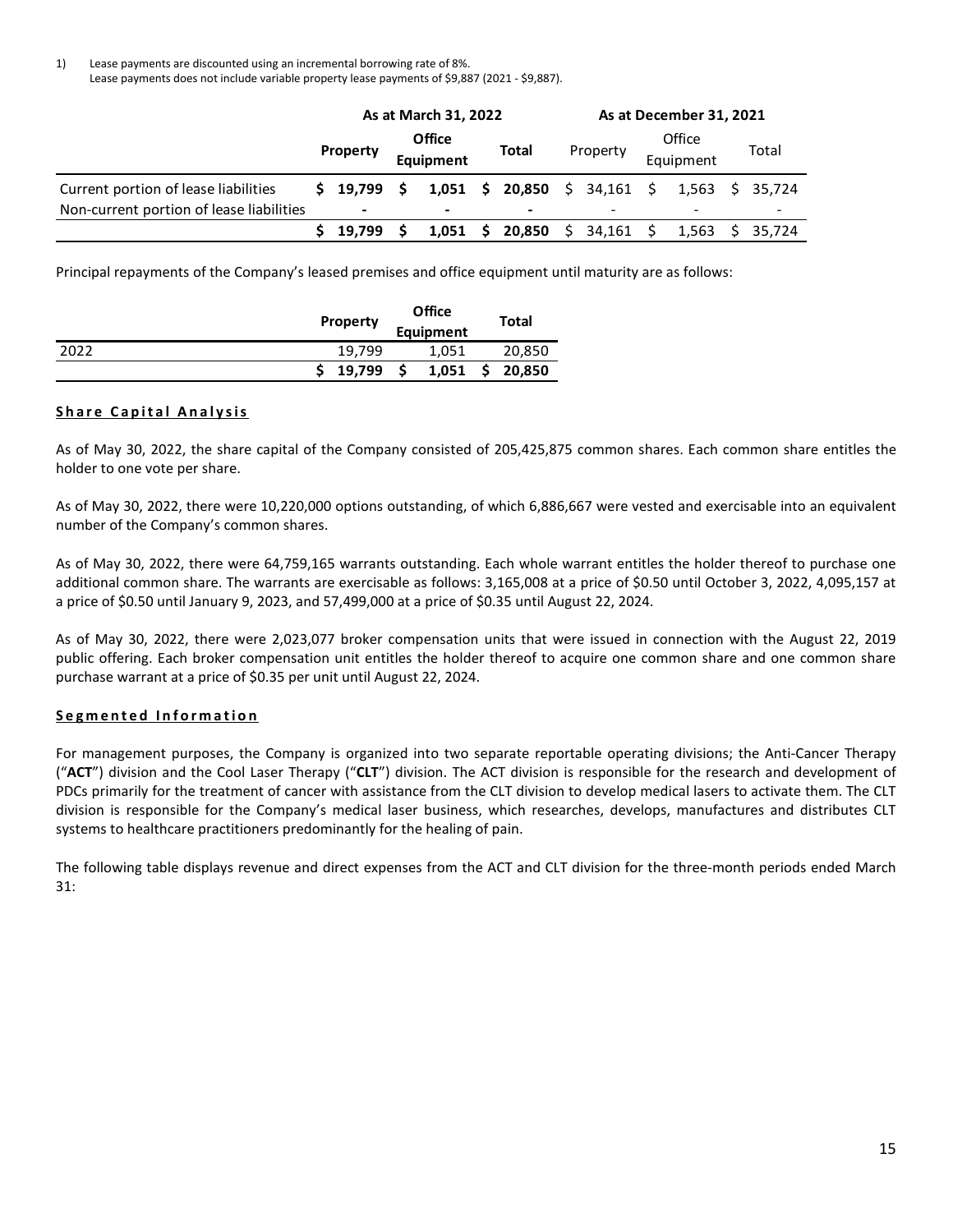1) Lease payments are discounted using an incremental borrowing rate of 8%.
   Lease payments does not include variable property lease payments of $9,887 (2021 - $9,887).

| | As at March 31, 2022 | | | As at December 31, 2021 | | |
|---|---|---|---|---|---|---|
| | **Property** | **Office Equipment** | **Total** | Property | Office Equipment | Total |
| Current portion of lease liabilities | **$ 19,799** | **$ 1,051** | **$ 20,850** | $ 34,161 | $ 1,563 | $ 35,724 |
| Non-current portion of lease liabilities | **-** | **-** | **-** | - | - | - |
| | **$ 19,799** | **$ 1,051** | **$ 20,850** | $ 34,161 | $ 1,563 | $ 35,724 |

Principal repayments of the Company's leased premises and office equipment until maturity are as follows:

| | **Property** | **Office Equipment** | **Total** |
|---|---|---|---|
| 2022 | 19,799 | 1,051 | 20,850 |
| | **$ 19,799** | **$ 1,051** | **$ 20,850** |

## Share Capital Analysis

As of May 30, 2022, the share capital of the Company consisted of 205,425,875 common shares. Each common share entitles the holder to one vote per share.

As of May 30, 2022, there were 10,220,000 options outstanding, of which 6,886,667 were vested and exercisable into an equivalent number of the Company's common shares.

As of May 30, 2022, there were 64,759,165 warrants outstanding. Each whole warrant entitles the holder thereof to purchase one additional common share. The warrants are exercisable as follows: 3,165,008 at a price of $0.50 until October 3, 2022, 4,095,157 at a price of $0.50 until January 9, 2023, and 57,499,000 at a price of $0.35 until August 22, 2024.

As of May 30, 2022, there were 2,023,077 broker compensation units that were issued in connection with the August 22, 2019 public offering. Each broker compensation unit entitles the holder thereof to acquire one common share and one common share purchase warrant at a price of $0.35 per unit until August 22, 2024.

## Segmented Information

For management purposes, the Company is organized into two separate reportable operating divisions; the Anti-Cancer Therapy ("**ACT**") division and the Cool Laser Therapy ("**CLT**") division. The ACT division is responsible for the research and development of PDCs primarily for the treatment of cancer with assistance from the CLT division to develop medical lasers to activate them. The CLT division is responsible for the Company's medical laser business, which researches, develops, manufactures and distributes CLT systems to healthcare practitioners predominantly for the healing of pain.

The following table displays revenue and direct expenses from the ACT and CLT division for the three-month periods ended March 31: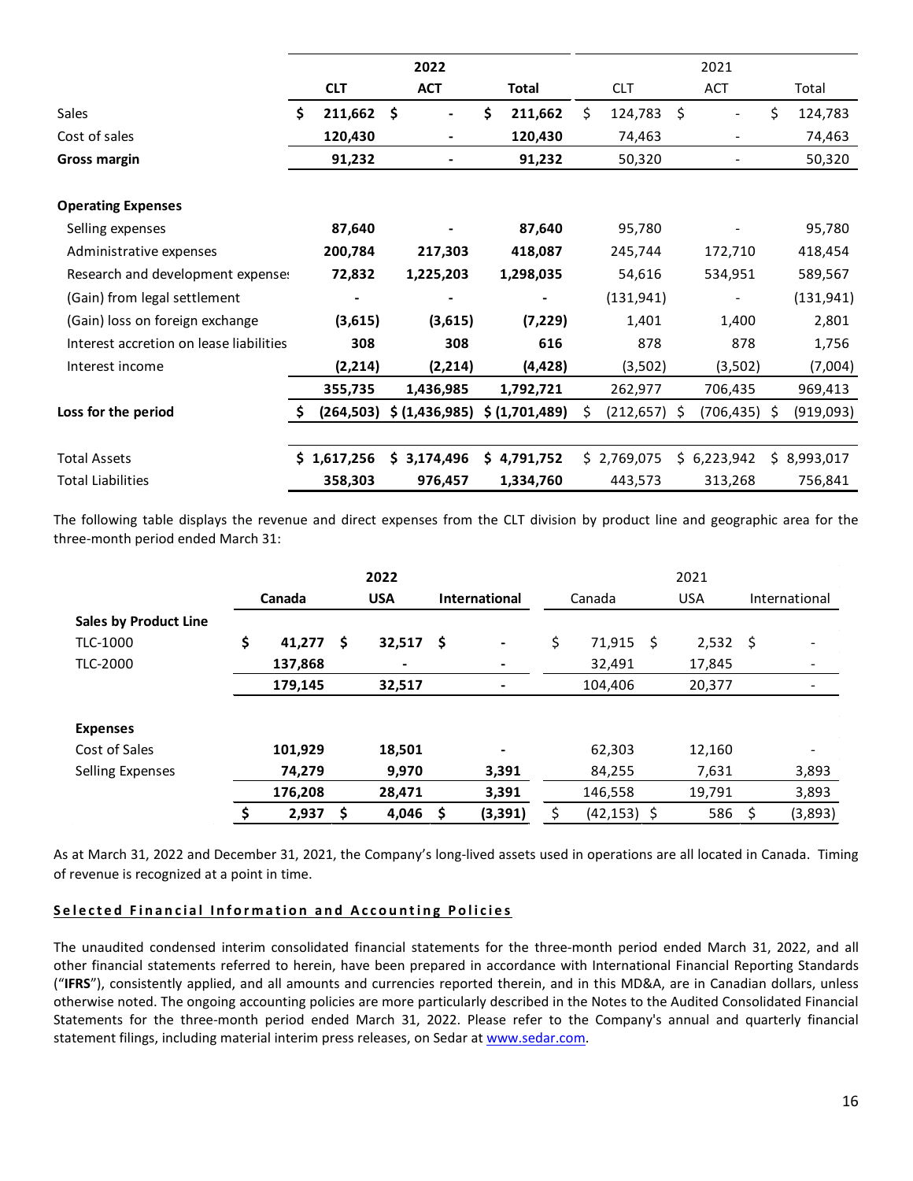| | 2022 | | | 2021 | | |
|---|---|---|---|---|---|---|
| | **CLT** | **ACT** | **Total** | CLT | ACT | Total |
| Sales | $ 211,662 | $ - | $ 211,662 | $ 124,783 | $ - | $ 124,783 |
| Cost of sales | 120,430 | - | 120,430 | 74,463 | - | 74,463 |
| **Gross margin** | 91,232 | - | 91,232 | 50,320 | - | 50,320 |
| | | | | | | |
| **Operating Expenses** | | | | | | |
| Selling expenses | 87,640 | - | 87,640 | 95,780 | - | 95,780 |
| Administrative expenses | 200,784 | 217,303 | 418,087 | 245,744 | 172,710 | 418,454 |
| Research and development expenses | 72,832 | 1,225,203 | 1,298,035 | 54,616 | 534,951 | 589,567 |
| (Gain) from legal settlement | - | - | - | (131,941) | - | (131,941) |
| (Gain) loss on foreign exchange | (3,615) | (3,615) | (7,229) | 1,401 | 1,400 | 2,801 |
| Interest accretion on lease liabilities | 308 | 308 | 616 | 878 | 878 | 1,756 |
| Interest income | (2,214) | (2,214) | (4,428) | (3,502) | (3,502) | (7,004) |
| | 355,735 | 1,436,985 | 1,792,721 | 262,977 | 706,435 | 969,413 |
| **Loss for the period** | $ (264,503) | $ (1,436,985) | $ (1,701,489) | $ (212,657) | $ (706,435) | $ (919,093) |
| | | | | | | |
| Total Assets | $ 1,617,256 | $ 3,174,496 | $ 4,791,752 | $ 2,769,075 | $ 6,223,942 | $ 8,993,017 |
| Total Liabilities | 358,303 | 976,457 | 1,334,760 | 443,573 | 313,268 | 756,841 |

The following table displays the revenue and direct expenses from the CLT division by product line and geographic area for the three-month period ended March 31:

| | 2022 | | | 2021 | | |
|---|---|---|---|---|---|---|
| | **Canada** | **USA** | **International** | Canada | USA | International |
| **Sales by Product Line** | | | | | | |
| TLC-1000 | $ 41,277 | $ 32,517 | $ - | $ 71,915 | $ 2,532 | $ - |
| TLC-2000 | 137,868 | - | - | 32,491 | 17,845 | - |
| | 179,145 | 32,517 | - | 104,406 | 20,377 | - |
| | | | | | | |
| **Expenses** | | | | | | |
| Cost of Sales | 101,929 | 18,501 | - | 62,303 | 12,160 | - |
| Selling Expenses | 74,279 | 9,970 | 3,391 | 84,255 | 7,631 | 3,893 |
| | 176,208 | 28,471 | 3,391 | 146,558 | 19,791 | 3,893 |
| | $ 2,937 | $ 4,046 | $ (3,391) | $ (42,153) | $ 586 | $ (3,893) |

As at March 31, 2022 and December 31, 2021, the Company's long-lived assets used in operations are all located in Canada. Timing of revenue is recognized at a point in time.

## Selected Financial Information and Accounting Policies

The unaudited condensed interim consolidated financial statements for the three-month period ended March 31, 2022, and all other financial statements referred to herein, have been prepared in accordance with International Financial Reporting Standards ("**IFRS**"), consistently applied, and all amounts and currencies reported therein, and in this MD&A, are in Canadian dollars, unless otherwise noted. The ongoing accounting policies are more particularly described in the Notes to the Audited Consolidated Financial Statements for the three-month period ended March 31, 2022. Please refer to the Company's annual and quarterly financial statement filings, including material interim press releases, on Sedar at www.sedar.com.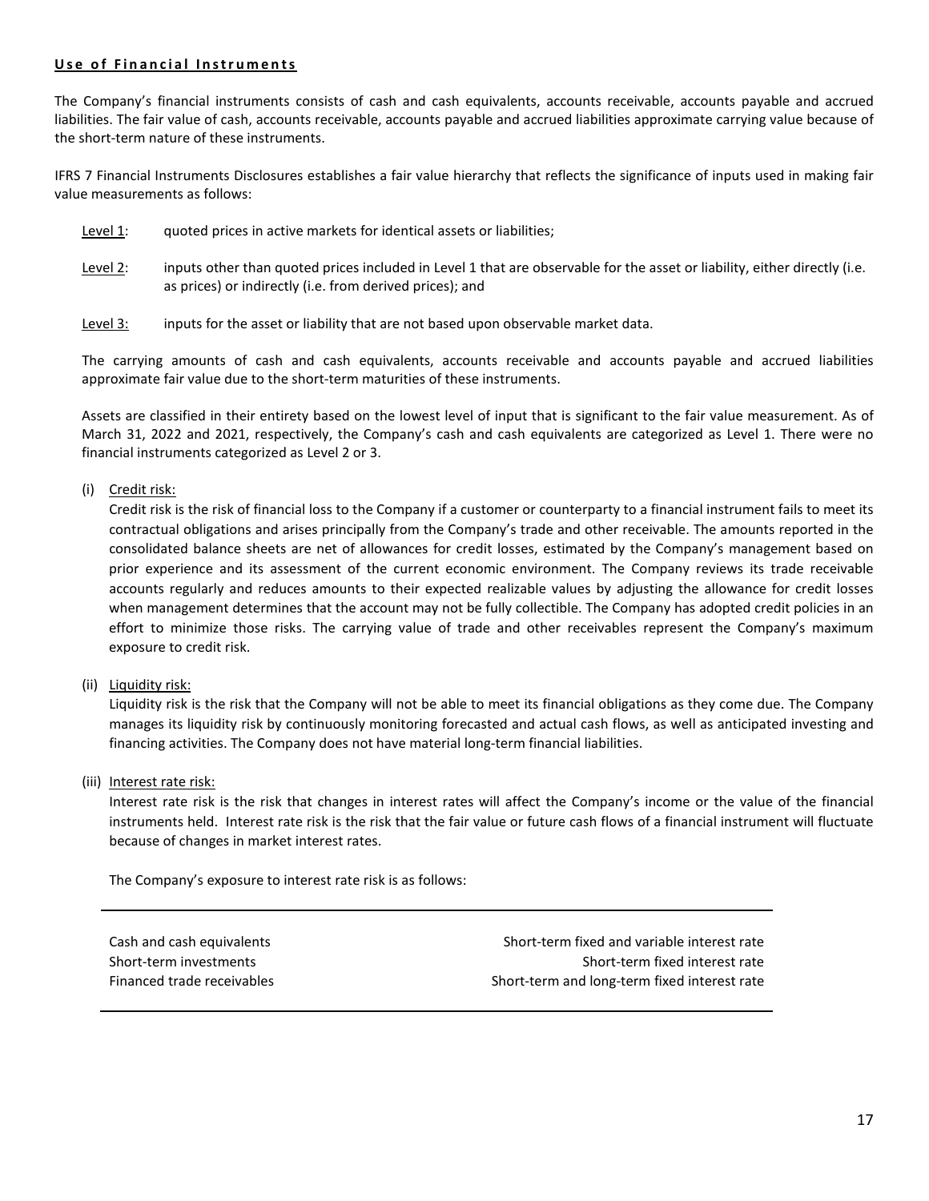## **Use of Financial Instruments**

The Company's financial instruments consists of cash and cash equivalents, accounts receivable, accounts payable and accrued liabilities. The fair value of cash, accounts receivable, accounts payable and accrued liabilities approximate carrying value because of the short-term nature of these instruments.

IFRS 7 Financial Instruments Disclosures establishes a fair value hierarchy that reflects the significance of inputs used in making fair value measurements as follows:

Level 1: quoted prices in active markets for identical assets or liabilities;

Level 2: inputs other than quoted prices included in Level 1 that are observable for the asset or liability, either directly (i.e. as prices) or indirectly (i.e. from derived prices); and

Level 3: inputs for the asset or liability that are not based upon observable market data.

The carrying amounts of cash and cash equivalents, accounts receivable and accounts payable and accrued liabilities approximate fair value due to the short-term maturities of these instruments.

Assets are classified in their entirety based on the lowest level of input that is significant to the fair value measurement. As of March 31, 2022 and 2021, respectively, the Company's cash and cash equivalents are categorized as Level 1. There were no financial instruments categorized as Level 2 or 3.

(i) Credit risk:

Credit risk is the risk of financial loss to the Company if a customer or counterparty to a financial instrument fails to meet its contractual obligations and arises principally from the Company's trade and other receivable. The amounts reported in the consolidated balance sheets are net of allowances for credit losses, estimated by the Company's management based on prior experience and its assessment of the current economic environment. The Company reviews its trade receivable accounts regularly and reduces amounts to their expected realizable values by adjusting the allowance for credit losses when management determines that the account may not be fully collectible. The Company has adopted credit policies in an effort to minimize those risks. The carrying value of trade and other receivables represent the Company's maximum exposure to credit risk.

(ii) Liquidity risk:

Liquidity risk is the risk that the Company will not be able to meet its financial obligations as they come due. The Company manages its liquidity risk by continuously monitoring forecasted and actual cash flows, as well as anticipated investing and financing activities. The Company does not have material long-term financial liabilities.

(iii) Interest rate risk:

Interest rate risk is the risk that changes in interest rates will affect the Company's income or the value of the financial instruments held. Interest rate risk is the risk that the fair value or future cash flows of a financial instrument will fluctuate because of changes in market interest rates.

The Company's exposure to interest rate risk is as follows:

| | |
|---|---|
| Cash and cash equivalents | Short-term fixed and variable interest rate |
| Short-term investments | Short-term fixed interest rate |
| Financed trade receivables | Short-term and long-term fixed interest rate |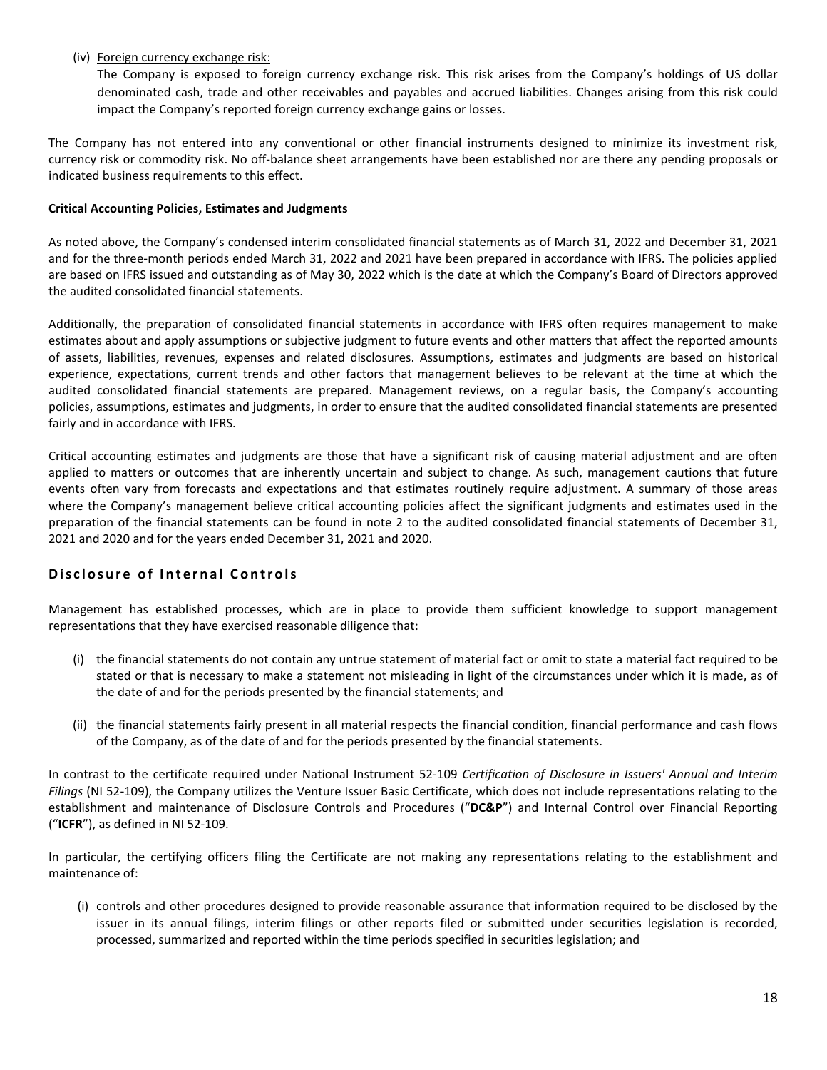(iv) Foreign currency exchange risk:

The Company is exposed to foreign currency exchange risk. This risk arises from the Company's holdings of US dollar denominated cash, trade and other receivables and payables and accrued liabilities. Changes arising from this risk could impact the Company's reported foreign currency exchange gains or losses.

The Company has not entered into any conventional or other financial instruments designed to minimize its investment risk, currency risk or commodity risk. No off-balance sheet arrangements have been established nor are there any pending proposals or indicated business requirements to this effect.

**Critical Accounting Policies, Estimates and Judgments**

As noted above, the Company's condensed interim consolidated financial statements as of March 31, 2022 and December 31, 2021 and for the three-month periods ended March 31, 2022 and 2021 have been prepared in accordance with IFRS. The policies applied are based on IFRS issued and outstanding as of May 30, 2022 which is the date at which the Company's Board of Directors approved the audited consolidated financial statements.

Additionally, the preparation of consolidated financial statements in accordance with IFRS often requires management to make estimates about and apply assumptions or subjective judgment to future events and other matters that affect the reported amounts of assets, liabilities, revenues, expenses and related disclosures. Assumptions, estimates and judgments are based on historical experience, expectations, current trends and other factors that management believes to be relevant at the time at which the audited consolidated financial statements are prepared. Management reviews, on a regular basis, the Company's accounting policies, assumptions, estimates and judgments, in order to ensure that the audited consolidated financial statements are presented fairly and in accordance with IFRS.

Critical accounting estimates and judgments are those that have a significant risk of causing material adjustment and are often applied to matters or outcomes that are inherently uncertain and subject to change. As such, management cautions that future events often vary from forecasts and expectations and that estimates routinely require adjustment. A summary of those areas where the Company's management believe critical accounting policies affect the significant judgments and estimates used in the preparation of the financial statements can be found in note 2 to the audited consolidated financial statements of December 31, 2021 and 2020 and for the years ended December 31, 2021 and 2020.

## Disclosure of Internal Controls

Management has established processes, which are in place to provide them sufficient knowledge to support management representations that they have exercised reasonable diligence that:

(i) the financial statements do not contain any untrue statement of material fact or omit to state a material fact required to be stated or that is necessary to make a statement not misleading in light of the circumstances under which it is made, as of the date of and for the periods presented by the financial statements; and

(ii) the financial statements fairly present in all material respects the financial condition, financial performance and cash flows of the Company, as of the date of and for the periods presented by the financial statements.

In contrast to the certificate required under National Instrument 52-109 *Certification of Disclosure in Issuers' Annual and Interim Filings* (NI 52-109), the Company utilizes the Venture Issuer Basic Certificate, which does not include representations relating to the establishment and maintenance of Disclosure Controls and Procedures ("**DC&P**") and Internal Control over Financial Reporting ("**ICFR**"), as defined in NI 52-109.

In particular, the certifying officers filing the Certificate are not making any representations relating to the establishment and maintenance of:

(i) controls and other procedures designed to provide reasonable assurance that information required to be disclosed by the issuer in its annual filings, interim filings or other reports filed or submitted under securities legislation is recorded, processed, summarized and reported within the time periods specified in securities legislation; and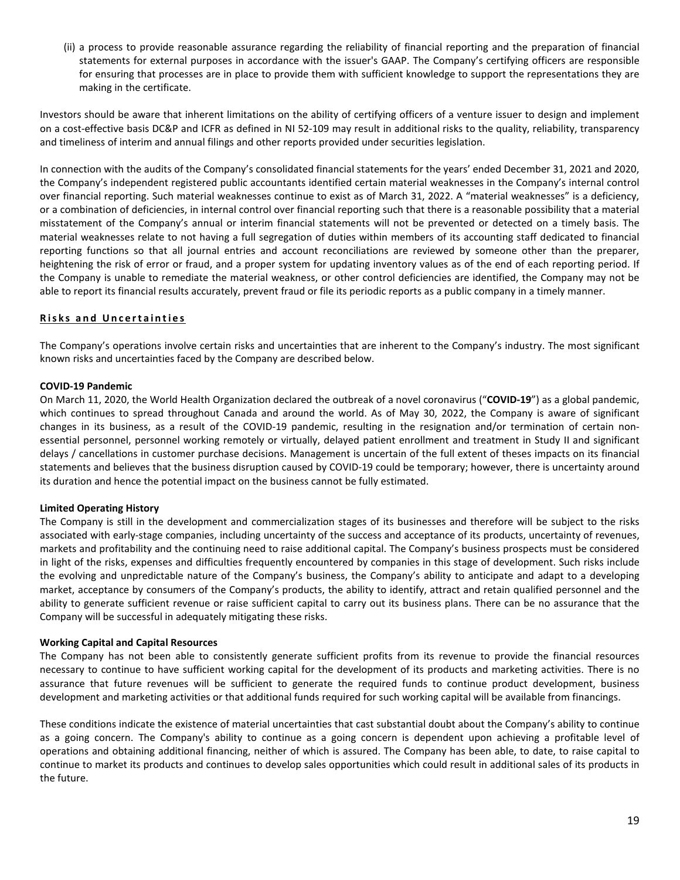(ii) a process to provide reasonable assurance regarding the reliability of financial reporting and the preparation of financial statements for external purposes in accordance with the issuer's GAAP. The Company's certifying officers are responsible for ensuring that processes are in place to provide them with sufficient knowledge to support the representations they are making in the certificate.

Investors should be aware that inherent limitations on the ability of certifying officers of a venture issuer to design and implement on a cost-effective basis DC&P and ICFR as defined in NI 52-109 may result in additional risks to the quality, reliability, transparency and timeliness of interim and annual filings and other reports provided under securities legislation.

In connection with the audits of the Company's consolidated financial statements for the years' ended December 31, 2021 and 2020, the Company's independent registered public accountants identified certain material weaknesses in the Company's internal control over financial reporting. Such material weaknesses continue to exist as of March 31, 2022. A "material weaknesses" is a deficiency, or a combination of deficiencies, in internal control over financial reporting such that there is a reasonable possibility that a material misstatement of the Company's annual or interim financial statements will not be prevented or detected on a timely basis. The material weaknesses relate to not having a full segregation of duties within members of its accounting staff dedicated to financial reporting functions so that all journal entries and account reconciliations are reviewed by someone other than the preparer, heightening the risk of error or fraud, and a proper system for updating inventory values as of the end of each reporting period. If the Company is unable to remediate the material weakness, or other control deficiencies are identified, the Company may not be able to report its financial results accurately, prevent fraud or file its periodic reports as a public company in a timely manner.

## Risks and Uncertainties

The Company's operations involve certain risks and uncertainties that are inherent to the Company's industry. The most significant known risks and uncertainties faced by the Company are described below.

**COVID-19 Pandemic**

On March 11, 2020, the World Health Organization declared the outbreak of a novel coronavirus ("**COVID-19**") as a global pandemic, which continues to spread throughout Canada and around the world. As of May 30, 2022, the Company is aware of significant changes in its business, as a result of the COVID-19 pandemic, resulting in the resignation and/or termination of certain non-essential personnel, personnel working remotely or virtually, delayed patient enrollment and treatment in Study II and significant delays / cancellations in customer purchase decisions. Management is uncertain of the full extent of theses impacts on its financial statements and believes that the business disruption caused by COVID-19 could be temporary; however, there is uncertainty around its duration and hence the potential impact on the business cannot be fully estimated.

**Limited Operating History**

The Company is still in the development and commercialization stages of its businesses and therefore will be subject to the risks associated with early-stage companies, including uncertainty of the success and acceptance of its products, uncertainty of revenues, markets and profitability and the continuing need to raise additional capital. The Company's business prospects must be considered in light of the risks, expenses and difficulties frequently encountered by companies in this stage of development. Such risks include the evolving and unpredictable nature of the Company's business, the Company's ability to anticipate and adapt to a developing market, acceptance by consumers of the Company's products, the ability to identify, attract and retain qualified personnel and the ability to generate sufficient revenue or raise sufficient capital to carry out its business plans. There can be no assurance that the Company will be successful in adequately mitigating these risks.

**Working Capital and Capital Resources**

The Company has not been able to consistently generate sufficient profits from its revenue to provide the financial resources necessary to continue to have sufficient working capital for the development of its products and marketing activities. There is no assurance that future revenues will be sufficient to generate the required funds to continue product development, business development and marketing activities or that additional funds required for such working capital will be available from financings.

These conditions indicate the existence of material uncertainties that cast substantial doubt about the Company's ability to continue as a going concern. The Company's ability to continue as a going concern is dependent upon achieving a profitable level of operations and obtaining additional financing, neither of which is assured. The Company has been able, to date, to raise capital to continue to market its products and continues to develop sales opportunities which could result in additional sales of its products in the future.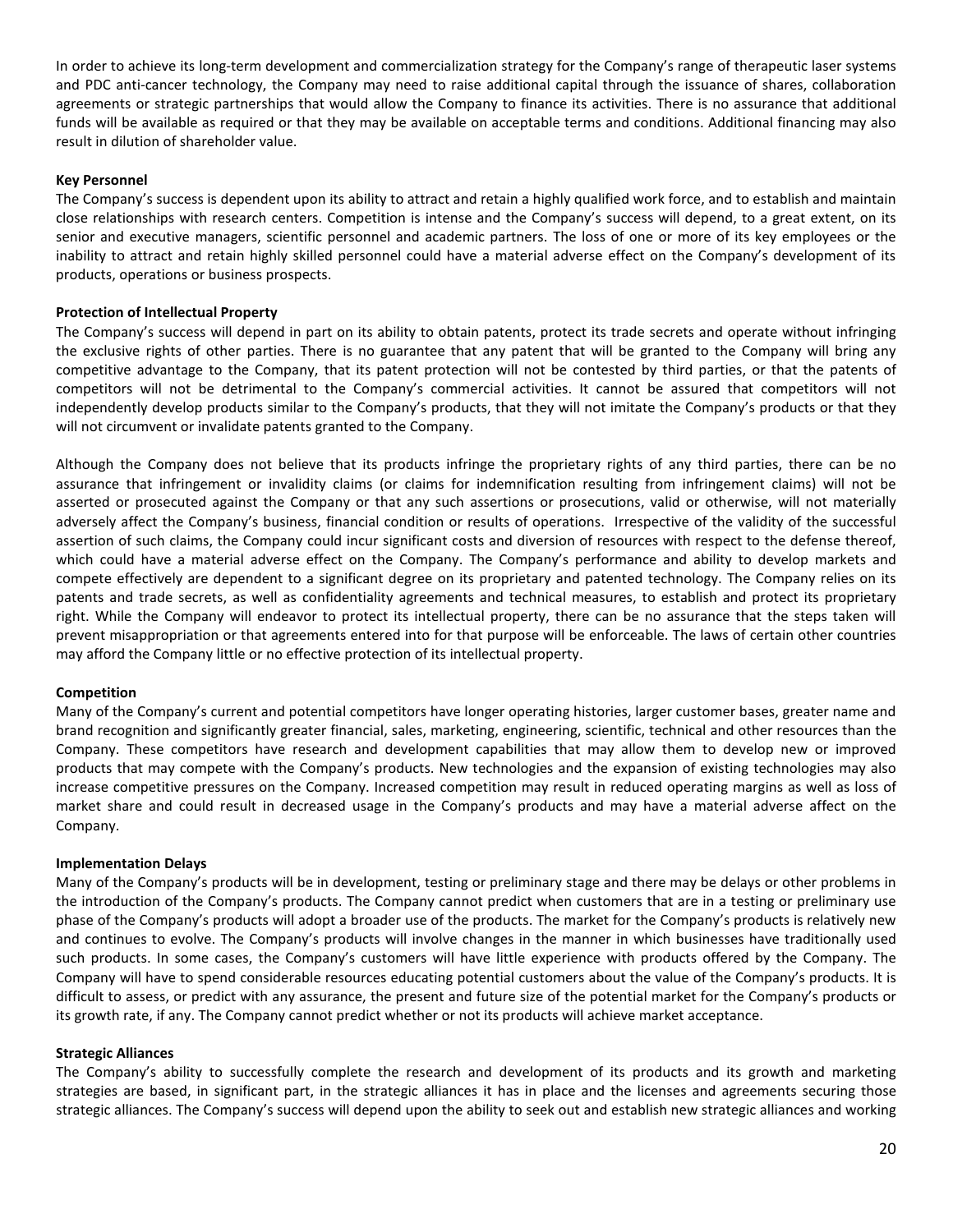In order to achieve its long-term development and commercialization strategy for the Company's range of therapeutic laser systems and PDC anti-cancer technology, the Company may need to raise additional capital through the issuance of shares, collaboration agreements or strategic partnerships that would allow the Company to finance its activities. There is no assurance that additional funds will be available as required or that they may be available on acceptable terms and conditions. Additional financing may also result in dilution of shareholder value.

**Key Personnel**

The Company's success is dependent upon its ability to attract and retain a highly qualified work force, and to establish and maintain close relationships with research centers. Competition is intense and the Company's success will depend, to a great extent, on its senior and executive managers, scientific personnel and academic partners. The loss of one or more of its key employees or the inability to attract and retain highly skilled personnel could have a material adverse effect on the Company's development of its products, operations or business prospects.

**Protection of Intellectual Property**

The Company's success will depend in part on its ability to obtain patents, protect its trade secrets and operate without infringing the exclusive rights of other parties. There is no guarantee that any patent that will be granted to the Company will bring any competitive advantage to the Company, that its patent protection will not be contested by third parties, or that the patents of competitors will not be detrimental to the Company's commercial activities. It cannot be assured that competitors will not independently develop products similar to the Company's products, that they will not imitate the Company's products or that they will not circumvent or invalidate patents granted to the Company.

Although the Company does not believe that its products infringe the proprietary rights of any third parties, there can be no assurance that infringement or invalidity claims (or claims for indemnification resulting from infringement claims) will not be asserted or prosecuted against the Company or that any such assertions or prosecutions, valid or otherwise, will not materially adversely affect the Company's business, financial condition or results of operations. Irrespective of the validity of the successful assertion of such claims, the Company could incur significant costs and diversion of resources with respect to the defense thereof, which could have a material adverse effect on the Company. The Company's performance and ability to develop markets and compete effectively are dependent to a significant degree on its proprietary and patented technology. The Company relies on its patents and trade secrets, as well as confidentiality agreements and technical measures, to establish and protect its proprietary right. While the Company will endeavor to protect its intellectual property, there can be no assurance that the steps taken will prevent misappropriation or that agreements entered into for that purpose will be enforceable. The laws of certain other countries may afford the Company little or no effective protection of its intellectual property.

**Competition**

Many of the Company's current and potential competitors have longer operating histories, larger customer bases, greater name and brand recognition and significantly greater financial, sales, marketing, engineering, scientific, technical and other resources than the Company. These competitors have research and development capabilities that may allow them to develop new or improved products that may compete with the Company's products. New technologies and the expansion of existing technologies may also increase competitive pressures on the Company. Increased competition may result in reduced operating margins as well as loss of market share and could result in decreased usage in the Company's products and may have a material adverse affect on the Company.

**Implementation Delays**

Many of the Company's products will be in development, testing or preliminary stage and there may be delays or other problems in the introduction of the Company's products. The Company cannot predict when customers that are in a testing or preliminary use phase of the Company's products will adopt a broader use of the products. The market for the Company's products is relatively new and continues to evolve. The Company's products will involve changes in the manner in which businesses have traditionally used such products. In some cases, the Company's customers will have little experience with products offered by the Company. The Company will have to spend considerable resources educating potential customers about the value of the Company's products. It is difficult to assess, or predict with any assurance, the present and future size of the potential market for the Company's products or its growth rate, if any. The Company cannot predict whether or not its products will achieve market acceptance.

**Strategic Alliances**

The Company's ability to successfully complete the research and development of its products and its growth and marketing strategies are based, in significant part, in the strategic alliances it has in place and the licenses and agreements securing those strategic alliances. The Company's success will depend upon the ability to seek out and establish new strategic alliances and working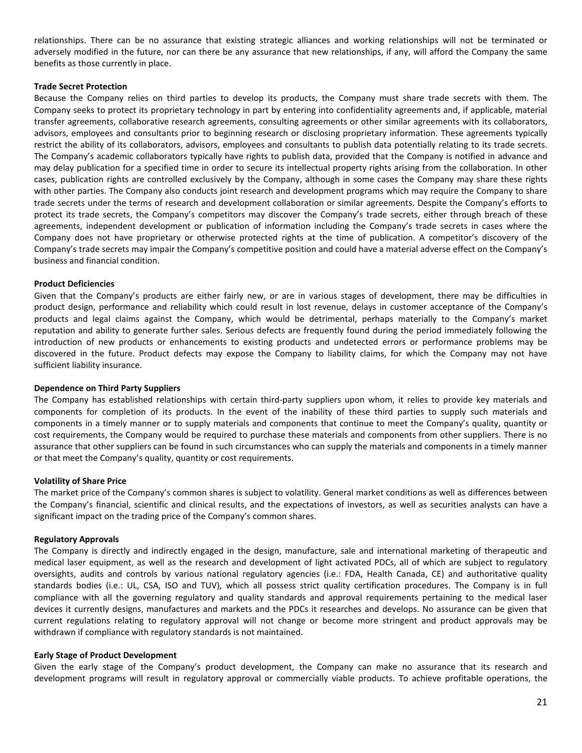relationships. There can be no assurance that existing strategic alliances and working relationships will not be terminated or adversely modified in the future, nor can there be any assurance that new relationships, if any, will afford the Company the same benefits as those currently in place.

**Trade Secret Protection**

Because the Company relies on third parties to develop its products, the Company must share trade secrets with them. The Company seeks to protect its proprietary technology in part by entering into confidentiality agreements and, if applicable, material transfer agreements, collaborative research agreements, consulting agreements or other similar agreements with its collaborators, advisors, employees and consultants prior to beginning research or disclosing proprietary information. These agreements typically restrict the ability of its collaborators, advisors, employees and consultants to publish data potentially relating to its trade secrets. The Company's academic collaborators typically have rights to publish data, provided that the Company is notified in advance and may delay publication for a specified time in order to secure its intellectual property rights arising from the collaboration. In other cases, publication rights are controlled exclusively by the Company, although in some cases the Company may share these rights with other parties. The Company also conducts joint research and development programs which may require the Company to share trade secrets under the terms of research and development collaboration or similar agreements. Despite the Company's efforts to protect its trade secrets, the Company's competitors may discover the Company's trade secrets, either through breach of these agreements, independent development or publication of information including the Company's trade secrets in cases where the Company does not have proprietary or otherwise protected rights at the time of publication. A competitor's discovery of the Company's trade secrets may impair the Company's competitive position and could have a material adverse effect on the Company's business and financial condition.

**Product Deficiencies**

Given that the Company's products are either fairly new, or are in various stages of development, there may be difficulties in product design, performance and reliability which could result in lost revenue, delays in customer acceptance of the Company's products and legal claims against the Company, which would be detrimental, perhaps materially to the Company's market reputation and ability to generate further sales. Serious defects are frequently found during the period immediately following the introduction of new products or enhancements to existing products and undetected errors or performance problems may be discovered in the future. Product defects may expose the Company to liability claims, for which the Company may not have sufficient liability insurance.

**Dependence on Third Party Suppliers**

The Company has established relationships with certain third-party suppliers upon whom, it relies to provide key materials and components for completion of its products. In the event of the inability of these third parties to supply such materials and components in a timely manner or to supply materials and components that continue to meet the Company's quality, quantity or cost requirements, the Company would be required to purchase these materials and components from other suppliers. There is no assurance that other suppliers can be found in such circumstances who can supply the materials and components in a timely manner or that meet the Company's quality, quantity or cost requirements.

**Volatility of Share Price**

The market price of the Company's common shares is subject to volatility. General market conditions as well as differences between the Company's financial, scientific and clinical results, and the expectations of investors, as well as securities analysts can have a significant impact on the trading price of the Company's common shares.

**Regulatory Approvals**

The Company is directly and indirectly engaged in the design, manufacture, sale and international marketing of therapeutic and medical laser equipment, as well as the research and development of light activated PDCs, all of which are subject to regulatory oversights, audits and controls by various national regulatory agencies (i.e.: FDA, Health Canada, CE) and authoritative quality standards bodies (i.e.: UL, CSA, ISO and TUV), which all possess strict quality certification procedures. The Company is in full compliance with all the governing regulatory and quality standards and approval requirements pertaining to the medical laser devices it currently designs, manufactures and markets and the PDCs it researches and develops. No assurance can be given that current regulations relating to regulatory approval will not change or become more stringent and product approvals may be withdrawn if compliance with regulatory standards is not maintained.

**Early Stage of Product Development**

Given the early stage of the Company's product development, the Company can make no assurance that its research and development programs will result in regulatory approval or commercially viable products. To achieve profitable operations, the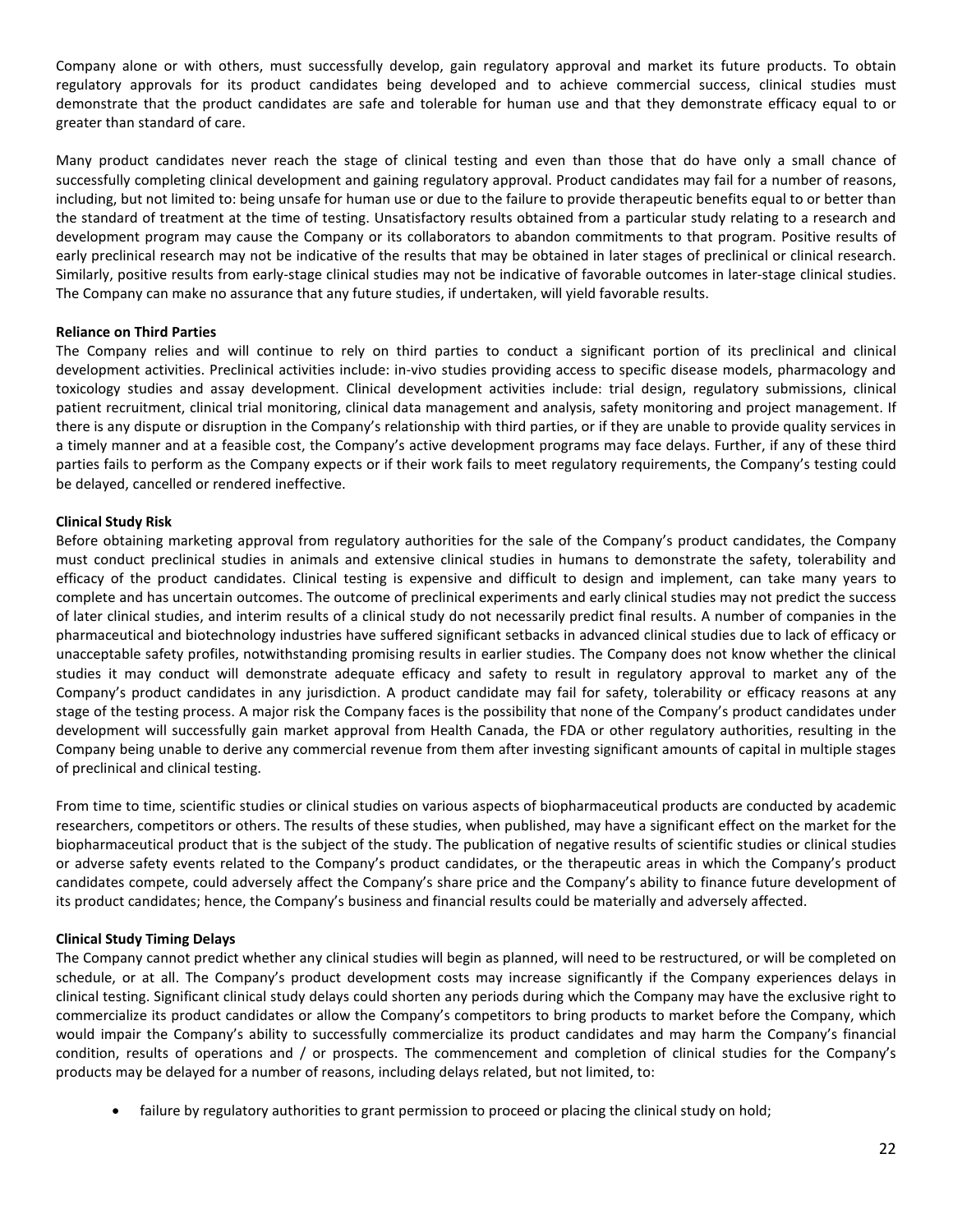Company alone or with others, must successfully develop, gain regulatory approval and market its future products. To obtain regulatory approvals for its product candidates being developed and to achieve commercial success, clinical studies must demonstrate that the product candidates are safe and tolerable for human use and that they demonstrate efficacy equal to or greater than standard of care.

Many product candidates never reach the stage of clinical testing and even than those that do have only a small chance of successfully completing clinical development and gaining regulatory approval. Product candidates may fail for a number of reasons, including, but not limited to: being unsafe for human use or due to the failure to provide therapeutic benefits equal to or better than the standard of treatment at the time of testing. Unsatisfactory results obtained from a particular study relating to a research and development program may cause the Company or its collaborators to abandon commitments to that program. Positive results of early preclinical research may not be indicative of the results that may be obtained in later stages of preclinical or clinical research. Similarly, positive results from early-stage clinical studies may not be indicative of favorable outcomes in later-stage clinical studies. The Company can make no assurance that any future studies, if undertaken, will yield favorable results.

**Reliance on Third Parties**

The Company relies and will continue to rely on third parties to conduct a significant portion of its preclinical and clinical development activities. Preclinical activities include: in-vivo studies providing access to specific disease models, pharmacology and toxicology studies and assay development. Clinical development activities include: trial design, regulatory submissions, clinical patient recruitment, clinical trial monitoring, clinical data management and analysis, safety monitoring and project management. If there is any dispute or disruption in the Company's relationship with third parties, or if they are unable to provide quality services in a timely manner and at a feasible cost, the Company's active development programs may face delays. Further, if any of these third parties fails to perform as the Company expects or if their work fails to meet regulatory requirements, the Company's testing could be delayed, cancelled or rendered ineffective.

**Clinical Study Risk**

Before obtaining marketing approval from regulatory authorities for the sale of the Company's product candidates, the Company must conduct preclinical studies in animals and extensive clinical studies in humans to demonstrate the safety, tolerability and efficacy of the product candidates. Clinical testing is expensive and difficult to design and implement, can take many years to complete and has uncertain outcomes. The outcome of preclinical experiments and early clinical studies may not predict the success of later clinical studies, and interim results of a clinical study do not necessarily predict final results. A number of companies in the pharmaceutical and biotechnology industries have suffered significant setbacks in advanced clinical studies due to lack of efficacy or unacceptable safety profiles, notwithstanding promising results in earlier studies. The Company does not know whether the clinical studies it may conduct will demonstrate adequate efficacy and safety to result in regulatory approval to market any of the Company's product candidates in any jurisdiction. A product candidate may fail for safety, tolerability or efficacy reasons at any stage of the testing process. A major risk the Company faces is the possibility that none of the Company's product candidates under development will successfully gain market approval from Health Canada, the FDA or other regulatory authorities, resulting in the Company being unable to derive any commercial revenue from them after investing significant amounts of capital in multiple stages of preclinical and clinical testing.

From time to time, scientific studies or clinical studies on various aspects of biopharmaceutical products are conducted by academic researchers, competitors or others. The results of these studies, when published, may have a significant effect on the market for the biopharmaceutical product that is the subject of the study. The publication of negative results of scientific studies or clinical studies or adverse safety events related to the Company's product candidates, or the therapeutic areas in which the Company's product candidates compete, could adversely affect the Company's share price and the Company's ability to finance future development of its product candidates; hence, the Company's business and financial results could be materially and adversely affected.

**Clinical Study Timing Delays**

The Company cannot predict whether any clinical studies will begin as planned, will need to be restructured, or will be completed on schedule, or at all. The Company's product development costs may increase significantly if the Company experiences delays in clinical testing. Significant clinical study delays could shorten any periods during which the Company may have the exclusive right to commercialize its product candidates or allow the Company's competitors to bring products to market before the Company, which would impair the Company's ability to successfully commercialize its product candidates and may harm the Company's financial condition, results of operations and / or prospects. The commencement and completion of clinical studies for the Company's products may be delayed for a number of reasons, including delays related, but not limited, to:

- failure by regulatory authorities to grant permission to proceed or placing the clinical study on hold;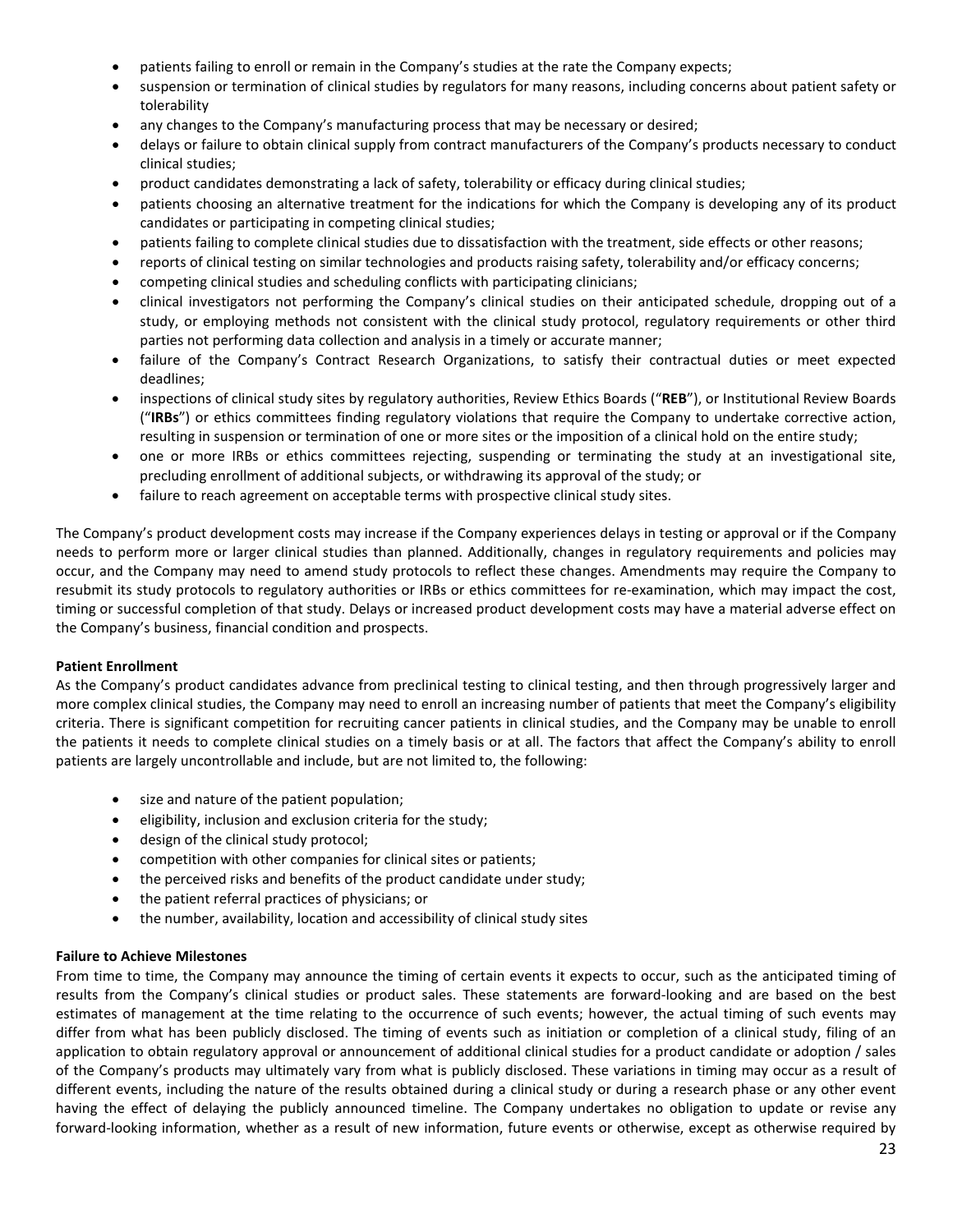- patients failing to enroll or remain in the Company's studies at the rate the Company expects;
- suspension or termination of clinical studies by regulators for many reasons, including concerns about patient safety or tolerability
- any changes to the Company's manufacturing process that may be necessary or desired;
- delays or failure to obtain clinical supply from contract manufacturers of the Company's products necessary to conduct clinical studies;
- product candidates demonstrating a lack of safety, tolerability or efficacy during clinical studies;
- patients choosing an alternative treatment for the indications for which the Company is developing any of its product candidates or participating in competing clinical studies;
- patients failing to complete clinical studies due to dissatisfaction with the treatment, side effects or other reasons;
- reports of clinical testing on similar technologies and products raising safety, tolerability and/or efficacy concerns;
- competing clinical studies and scheduling conflicts with participating clinicians;
- clinical investigators not performing the Company's clinical studies on their anticipated schedule, dropping out of a study, or employing methods not consistent with the clinical study protocol, regulatory requirements or other third parties not performing data collection and analysis in a timely or accurate manner;
- failure of the Company's Contract Research Organizations, to satisfy their contractual duties or meet expected deadlines;
- inspections of clinical study sites by regulatory authorities, Review Ethics Boards ("**REB**"), or Institutional Review Boards ("**IRBs**") or ethics committees finding regulatory violations that require the Company to undertake corrective action, resulting in suspension or termination of one or more sites or the imposition of a clinical hold on the entire study;
- one or more IRBs or ethics committees rejecting, suspending or terminating the study at an investigational site, precluding enrollment of additional subjects, or withdrawing its approval of the study; or
- failure to reach agreement on acceptable terms with prospective clinical study sites.

The Company's product development costs may increase if the Company experiences delays in testing or approval or if the Company needs to perform more or larger clinical studies than planned. Additionally, changes in regulatory requirements and policies may occur, and the Company may need to amend study protocols to reflect these changes. Amendments may require the Company to resubmit its study protocols to regulatory authorities or IRBs or ethics committees for re-examination, which may impact the cost, timing or successful completion of that study. Delays or increased product development costs may have a material adverse effect on the Company's business, financial condition and prospects.

**Patient Enrollment**

As the Company's product candidates advance from preclinical testing to clinical testing, and then through progressively larger and more complex clinical studies, the Company may need to enroll an increasing number of patients that meet the Company's eligibility criteria. There is significant competition for recruiting cancer patients in clinical studies, and the Company may be unable to enroll the patients it needs to complete clinical studies on a timely basis or at all. The factors that affect the Company's ability to enroll patients are largely uncontrollable and include, but are not limited to, the following:

- size and nature of the patient population;
- eligibility, inclusion and exclusion criteria for the study;
- design of the clinical study protocol;
- competition with other companies for clinical sites or patients;
- the perceived risks and benefits of the product candidate under study;
- the patient referral practices of physicians; or
- the number, availability, location and accessibility of clinical study sites

**Failure to Achieve Milestones**

From time to time, the Company may announce the timing of certain events it expects to occur, such as the anticipated timing of results from the Company's clinical studies or product sales. These statements are forward-looking and are based on the best estimates of management at the time relating to the occurrence of such events; however, the actual timing of such events may differ from what has been publicly disclosed. The timing of events such as initiation or completion of a clinical study, filing of an application to obtain regulatory approval or announcement of additional clinical studies for a product candidate or adoption / sales of the Company's products may ultimately vary from what is publicly disclosed. These variations in timing may occur as a result of different events, including the nature of the results obtained during a clinical study or during a research phase or any other event having the effect of delaying the publicly announced timeline. The Company undertakes no obligation to update or revise any forward-looking information, whether as a result of new information, future events or otherwise, except as otherwise required by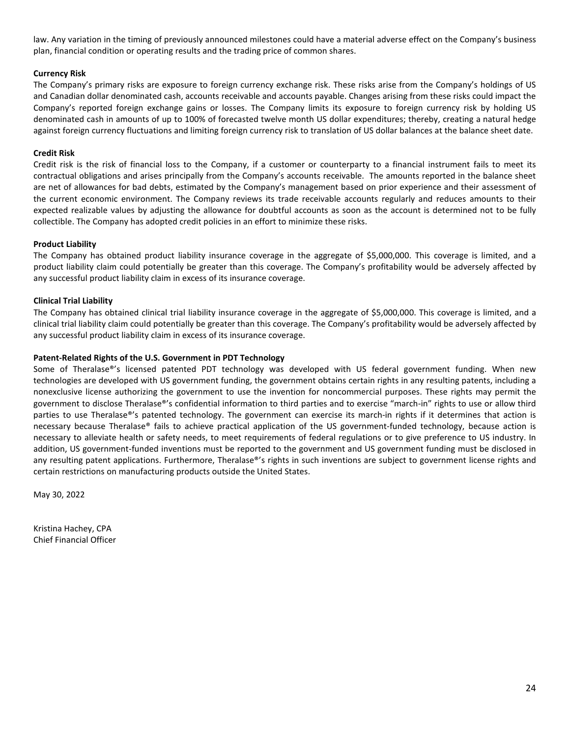law. Any variation in the timing of previously announced milestones could have a material adverse effect on the Company's business plan, financial condition or operating results and the trading price of common shares.

**Currency Risk**

The Company's primary risks are exposure to foreign currency exchange risk. These risks arise from the Company's holdings of US and Canadian dollar denominated cash, accounts receivable and accounts payable. Changes arising from these risks could impact the Company's reported foreign exchange gains or losses. The Company limits its exposure to foreign currency risk by holding US denominated cash in amounts of up to 100% of forecasted twelve month US dollar expenditures; thereby, creating a natural hedge against foreign currency fluctuations and limiting foreign currency risk to translation of US dollar balances at the balance sheet date.

**Credit Risk**

Credit risk is the risk of financial loss to the Company, if a customer or counterparty to a financial instrument fails to meet its contractual obligations and arises principally from the Company's accounts receivable. The amounts reported in the balance sheet are net of allowances for bad debts, estimated by the Company's management based on prior experience and their assessment of the current economic environment. The Company reviews its trade receivable accounts regularly and reduces amounts to their expected realizable values by adjusting the allowance for doubtful accounts as soon as the account is determined not to be fully collectible. The Company has adopted credit policies in an effort to minimize these risks.

**Product Liability**

The Company has obtained product liability insurance coverage in the aggregate of $5,000,000. This coverage is limited, and a product liability claim could potentially be greater than this coverage. The Company's profitability would be adversely affected by any successful product liability claim in excess of its insurance coverage.

**Clinical Trial Liability**

The Company has obtained clinical trial liability insurance coverage in the aggregate of $5,000,000. This coverage is limited, and a clinical trial liability claim could potentially be greater than this coverage. The Company's profitability would be adversely affected by any successful product liability claim in excess of its insurance coverage.

**Patent-Related Rights of the U.S. Government in PDT Technology**

Some of Theralase®'s licensed patented PDT technology was developed with US federal government funding. When new technologies are developed with US government funding, the government obtains certain rights in any resulting patents, including a nonexclusive license authorizing the government to use the invention for noncommercial purposes. These rights may permit the government to disclose Theralase®'s confidential information to third parties and to exercise "march-in" rights to use or allow third parties to use Theralase®'s patented technology. The government can exercise its march-in rights if it determines that action is necessary because Theralase® fails to achieve practical application of the US government-funded technology, because action is necessary to alleviate health or safety needs, to meet requirements of federal regulations or to give preference to US industry. In addition, US government-funded inventions must be reported to the government and US government funding must be disclosed in any resulting patent applications. Furthermore, Theralase®'s rights in such inventions are subject to government license rights and certain restrictions on manufacturing products outside the United States.

May 30, 2022

Kristina Hachey, CPA
Chief Financial Officer